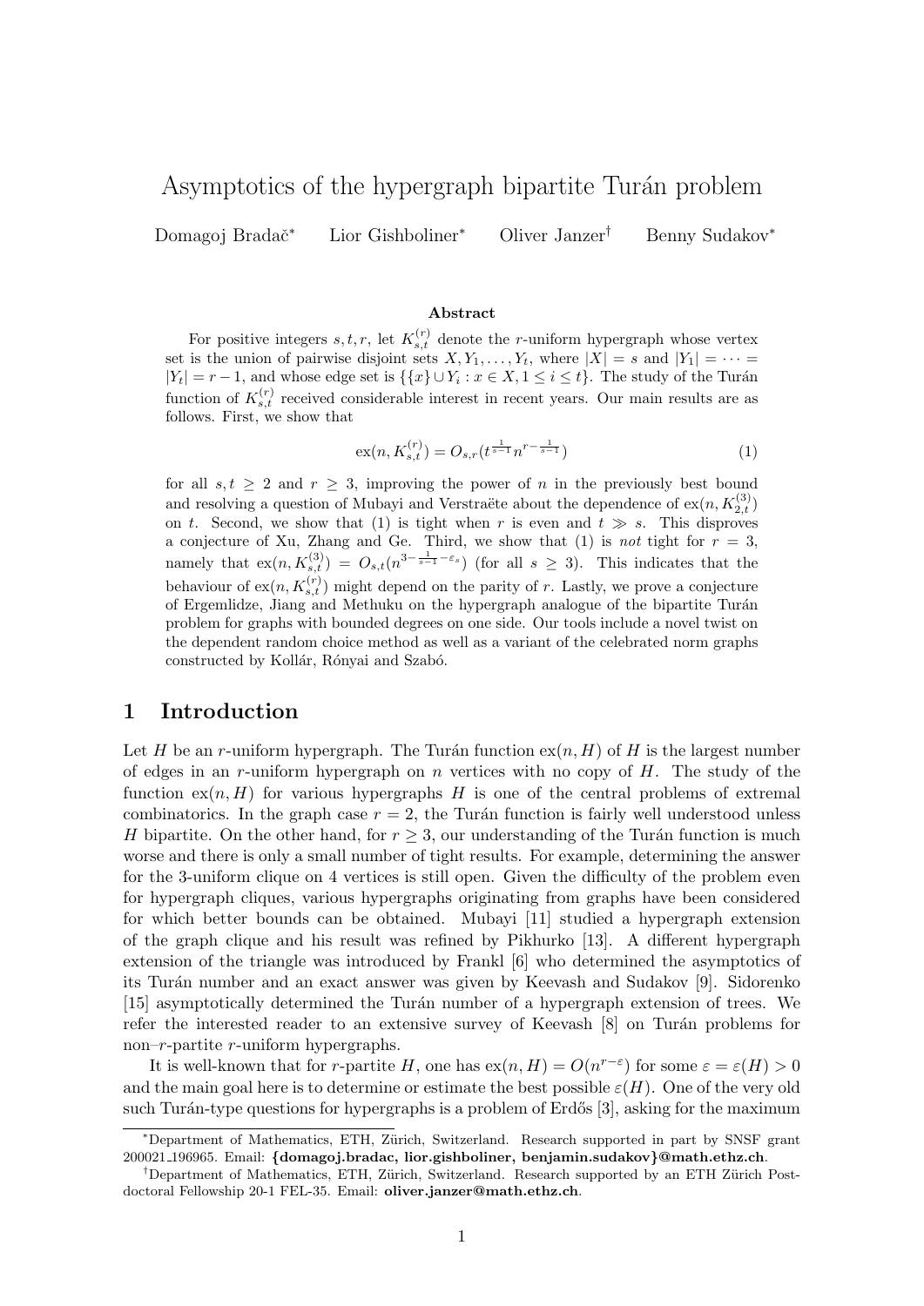# Asymptotics of the hypergraph bipartite Turán problem

Domagoj Bradač[*] Lior Gishboliner[*] Oliver Janzer[†] Benny Sudakov[*]

### Abstract

For positive integers $s, t, r$, let $K_{s,t}^{(r)}$ denote the $r$-uniform hypergraph whose vertex set is the union of pairwise disjoint sets $X, Y_1, \dots, Y_t$, where $|X| = s$ and $|Y_1| = \cdots = |Y_t| = r-1$, and whose edge set is $\{\{x\} \cup Y_i : x \in X, 1 \le i \le t\}$. The study of the Turán function of $K_{s,t}^{(r)}$ received considerable interest in recent years. Our main results are as follows. First, we show that

$$\mathrm{ex}(n, K_{s,t}^{(r)}) = O_{s,r}(t^{\frac{1}{s-1}} n^{r-\frac{1}{s-1}}) \tag{1}$$

for all $s, t \ge 2$ and $r \ge 3$, improving the power of $n$ in the previously best bound and resolving a question of Mubayi and Verstraëte about the dependence of $\mathrm{ex}(n, K_{2,t}^{(3)})$ on $t$. Second, we show that (1) is tight when $r$ is even and $t \gg s$. This disproves a conjecture of Xu, Zhang and Ge. Third, we show that (1) is *not* tight for $r = 3$, namely that $\mathrm{ex}(n, K_{s,t}^{(3)}) = O_{s,t}(n^{3-\frac{1}{s-1}-\varepsilon_s})$ (for all $s \ge 3$). This indicates that the behaviour of $\mathrm{ex}(n, K_{s,t}^{(r)})$ might depend on the parity of $r$. Lastly, we prove a conjecture of Ergemlidze, Jiang and Methuku on the hypergraph analogue of the bipartite Turán problem for graphs with bounded degrees on one side. Our tools include a novel twist on the dependent random choice method as well as a variant of the celebrated norm graphs constructed by Kollár, Rónyai and Szabó.

## 1 Introduction

Let $H$ be an $r$-uniform hypergraph. The Turán function $\mathrm{ex}(n, H)$ of $H$ is the largest number of edges in an $r$-uniform hypergraph on $n$ vertices with no copy of $H$. The study of the function $\mathrm{ex}(n, H)$ for various hypergraphs $H$ is one of the central problems of extremal combinatorics. In the graph case $r = 2$, the Turán function is fairly well understood unless $H$ bipartite. On the other hand, for $r \ge 3$, our understanding of the Turán function is much worse and there is only a small number of tight results. For example, determining the answer for the 3-uniform clique on 4 vertices is still open. Given the difficulty of the problem even for hypergraph cliques, various hypergraphs originating from graphs have been considered for which better bounds can be obtained. Mubayi [11] studied a hypergraph extension of the graph clique and his result was refined by Pikhurko [13]. A different hypergraph extension of the triangle was introduced by Frankl [6] who determined the asymptotics of its Turán number and an exact answer was given by Keevash and Sudakov [9]. Sidorenko [15] asymptotically determined the Turán number of a hypergraph extension of trees. We refer the interested reader to an extensive survey of Keevash [8] on Turán problems for non–$r$-partite $r$-uniform hypergraphs.

It is well-known that for $r$-partite $H$, one has $\mathrm{ex}(n, H) = O(n^{r-\varepsilon})$ for some $\varepsilon = \varepsilon(H) > 0$ and the main goal here is to determine or estimate the best possible $\varepsilon(H)$. One of the very old such Turán-type questions for hypergraphs is a problem of Erdős [3], asking for the maximum

[*]Department of Mathematics, ETH, Zürich, Switzerland. Research supported in part by SNSF grant 200021_196965. Email: **{domagoj.bradac, lior.gishboliner, benjamin.sudakov}@math.ethz.ch**.

[†]Department of Mathematics, ETH, Zürich, Switzerland. Research supported by an ETH Zürich Postdoctoral Fellowship 20-1 FEL-35. Email: **oliver.janzer@math.ethz.ch**.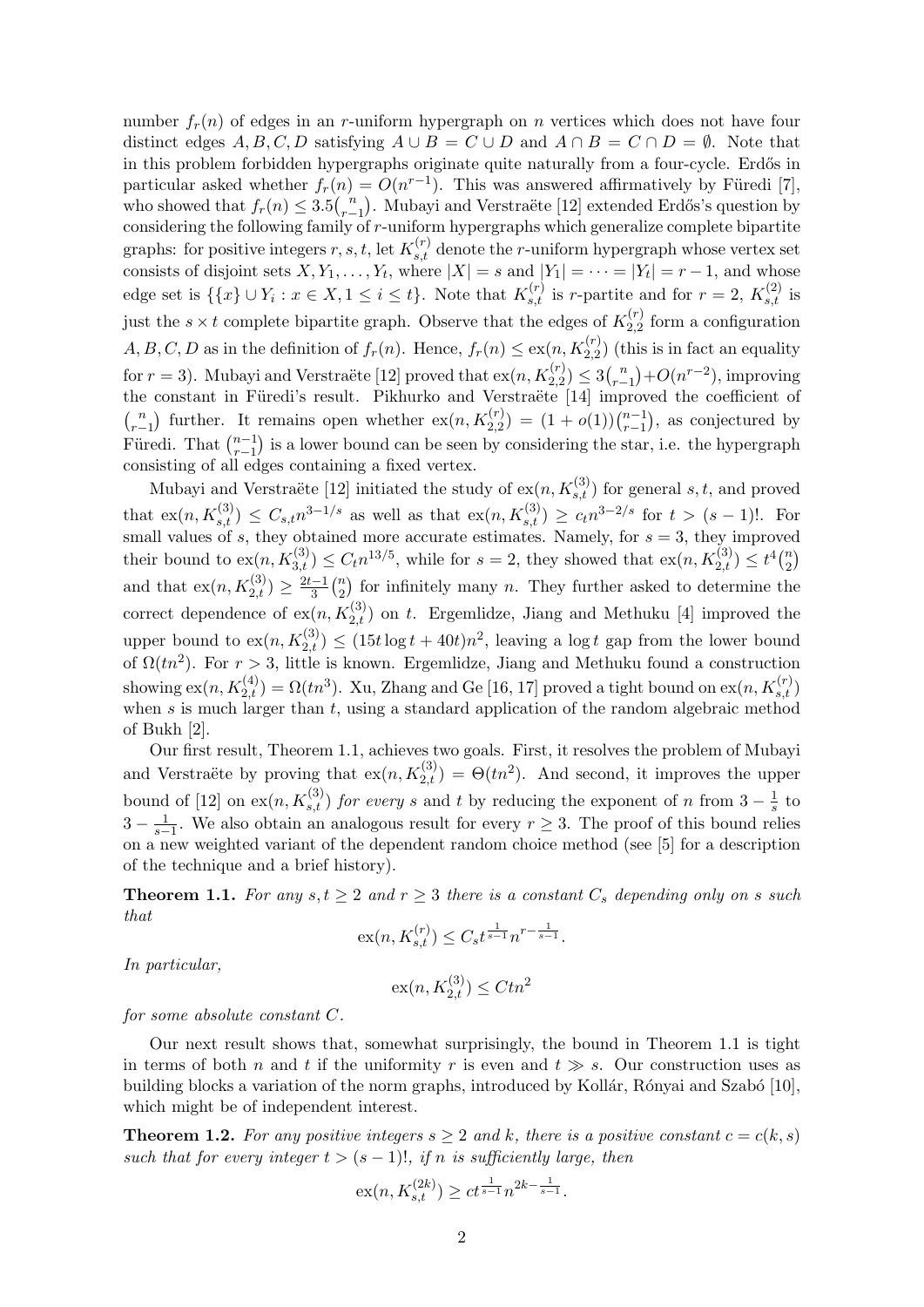number $f_r(n)$ of edges in an $r$-uniform hypergraph on $n$ vertices which does not have four distinct edges $A, B, C, D$ satisfying $A \cup B = C \cup D$ and $A \cap B = C \cap D = \emptyset$. Note that in this problem forbidden hypergraphs originate quite naturally from a four-cycle. Erdős in particular asked whether $f_r(n) = O(n^{r-1})$. This was answered affirmatively by Füredi [7], who showed that $f_r(n) \leq 3.5\binom{n}{r-1}$. Mubayi and Verstraëte [12] extended Erdős's question by considering the following family of $r$-uniform hypergraphs which generalize complete bipartite graphs: for positive integers $r, s, t$, let $K_{s,t}^{(r)}$ denote the $r$-uniform hypergraph whose vertex set consists of disjoint sets $X, Y_1, \dots, Y_t$, where $|X| = s$ and $|Y_1| = \dots = |Y_t| = r-1$, and whose edge set is $\{\{x\} \cup Y_i : x \in X, 1 \leq i \leq t\}$. Note that $K_{s,t}^{(r)}$ is $r$-partite and for $r = 2$, $K_{s,t}^{(2)}$ is just the $s \times t$ complete bipartite graph. Observe that the edges of $K_{2,2}^{(r)}$ form a configuration $A, B, C, D$ as in the definition of $f_r(n)$. Hence, $f_r(n) \leq \text{ex}(n, K_{2,2}^{(r)})$ (this is in fact an equality for $r = 3$). Mubayi and Verstraëte [12] proved that $\text{ex}(n, K_{2,2}^{(r)}) \leq 3\binom{n}{r-1} + O(n^{r-2})$, improving the constant in Füredi's result. Pikhurko and Verstraëte [14] improved the coefficient of $\binom{n}{r-1}$ further. It remains open whether $\text{ex}(n, K_{2,2}^{(r)}) = (1 + o(1))\binom{n-1}{r-1}$, as conjectured by Füredi. That $\binom{n-1}{r-1}$ is a lower bound can be seen by considering the star, i.e. the hypergraph consisting of all edges containing a fixed vertex.

Mubayi and Verstraëte [12] initiated the study of $\text{ex}(n, K_{s,t}^{(3)})$ for general $s, t$, and proved that $\text{ex}(n, K_{s,t}^{(3)}) \leq C_{s,t} n^{3-1/s}$ as well as that $\text{ex}(n, K_{s,t}^{(3)}) \geq c_t n^{3-2/s}$ for $t > (s-1)!$. For small values of $s$, they obtained more accurate estimates. Namely, for $s = 3$, they improved their bound to $\text{ex}(n, K_{3,t}^{(3)}) \leq C_t n^{13/5}$, while for $s = 2$, they showed that $\text{ex}(n, K_{2,t}^{(3)}) \leq t^4\binom{n}{2}$ and that $\text{ex}(n, K_{2,t}^{(3)}) \geq \frac{2t-1}{3}\binom{n}{2}$ for infinitely many $n$. They further asked to determine the correct dependence of $\text{ex}(n, K_{2,t}^{(3)})$ on $t$. Ergemlidze, Jiang and Methuku [4] improved the upper bound to $\text{ex}(n, K_{2,t}^{(3)}) \leq (15t \log t + 40t)n^2$, leaving a $\log t$ gap from the lower bound of $\Omega(tn^2)$. For $r > 3$, little is known. Ergemlidze, Jiang and Methuku found a construction showing $\text{ex}(n, K_{2,t}^{(4)}) = \Omega(tn^3)$. Xu, Zhang and Ge [16, 17] proved a tight bound on $\text{ex}(n, K_{s,t}^{(r)})$ when $s$ is much larger than $t$, using a standard application of the random algebraic method of Bukh [2].

Our first result, Theorem 1.1, achieves two goals. First, it resolves the problem of Mubayi and Verstraëte by proving that $\text{ex}(n, K_{2,t}^{(3)}) = \Theta(tn^2)$. And second, it improves the upper bound of [12] on $\text{ex}(n, K_{s,t}^{(3)})$ *for every* $s$ and $t$ by reducing the exponent of $n$ from $3 - \frac{1}{s}$ to $3 - \frac{1}{s-1}$. We also obtain an analogous result for every $r \geq 3$. The proof of this bound relies on a new weighted variant of the dependent random choice method (see [5] for a description of the technique and a brief history).

**Theorem 1.1.** *For any $s, t \geq 2$ and $r \geq 3$ there is a constant $C_s$ depending only on $s$ such that*

$$\text{ex}(n, K_{s,t}^{(r)}) \leq C_s t^{\frac{1}{s-1}} n^{r - \frac{1}{s-1}}.$$

*In particular,*

$$\text{ex}(n, K_{2,t}^{(3)}) \leq Ctn^2$$

*for some absolute constant $C$.*

Our next result shows that, somewhat surprisingly, the bound in Theorem 1.1 is tight in terms of both $n$ and $t$ if the uniformity $r$ is even and $t \gg s$. Our construction uses as building blocks a variation of the norm graphs, introduced by Kollár, Rónyai and Szabó [10], which might be of independent interest.

**Theorem 1.2.** *For any positive integers $s \geq 2$ and $k$, there is a positive constant $c = c(k, s)$ such that for every integer $t > (s-1)!$, if $n$ is sufficiently large, then*

$$\text{ex}(n, K_{s,t}^{(2k)}) \geq ct^{\frac{1}{s-1}} n^{2k - \frac{1}{s-1}}.$$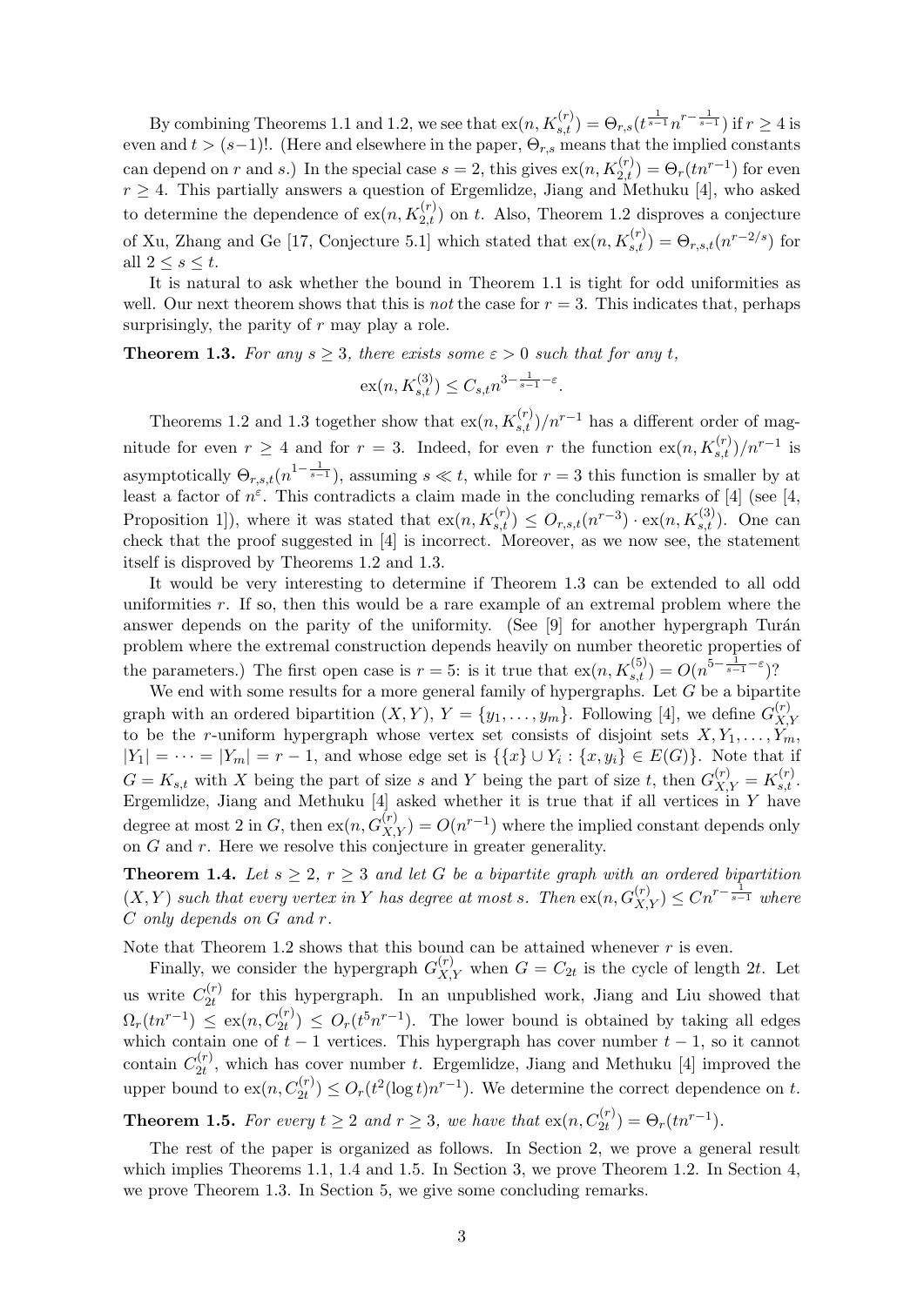By combining Theorems 1.1 and 1.2, we see that $\mathrm{ex}(n, K_{s,t}^{(r)}) = \Theta_{r,s}(t^{\frac{1}{s-1}} n^{r-\frac{1}{s-1}})$ if $r \geq 4$ is even and $t > (s-1)!$. (Here and elsewhere in the paper, $\Theta_{r,s}$ means that the implied constants can depend on $r$ and $s$.) In the special case $s = 2$, this gives $\mathrm{ex}(n, K_{2,t}^{(r)}) = \Theta_r(tn^{r-1})$ for even $r \geq 4$. This partially answers a question of Ergemlidze, Jiang and Methuku [4], who asked to determine the dependence of $\mathrm{ex}(n, K_{2,t}^{(r)})$ on $t$. Also, Theorem 1.2 disproves a conjecture of Xu, Zhang and Ge [17, Conjecture 5.1] which stated that $\mathrm{ex}(n, K_{s,t}^{(r)}) = \Theta_{r,s,t}(n^{r-2/s})$ for all $2 \leq s \leq t$.

It is natural to ask whether the bound in Theorem 1.1 is tight for odd uniformities as well. Our next theorem shows that this is *not* the case for $r = 3$. This indicates that, perhaps surprisingly, the parity of $r$ may play a role.

**Theorem 1.3.** *For any $s \geq 3$, there exists some $\varepsilon > 0$ such that for any $t$,*

$$\mathrm{ex}(n, K_{s,t}^{(3)}) \leq C_{s,t} n^{3-\frac{1}{s-1}-\varepsilon}.$$

Theorems 1.2 and 1.3 together show that $\mathrm{ex}(n, K_{s,t}^{(r)})/n^{r-1}$ has a different order of magnitude for even $r \geq 4$ and for $r = 3$. Indeed, for even $r$ the function $\mathrm{ex}(n, K_{s,t}^{(r)})/n^{r-1}$ is asymptotically $\Theta_{r,s,t}(n^{1-\frac{1}{s-1}})$, assuming $s \ll t$, while for $r = 3$ this function is smaller by at least a factor of $n^{\varepsilon}$. This contradicts a claim made in the concluding remarks of [4] (see [4, Proposition 1]), where it was stated that $\mathrm{ex}(n, K_{s,t}^{(r)}) \leq O_{r,s,t}(n^{r-3}) \cdot \mathrm{ex}(n, K_{s,t}^{(3)})$. One can check that the proof suggested in [4] is incorrect. Moreover, as we now see, the statement itself is disproved by Theorems 1.2 and 1.3.

It would be very interesting to determine if Theorem 1.3 can be extended to all odd uniformities $r$. If so, then this would be a rare example of an extremal problem where the answer depends on the parity of the uniformity. (See [9] for another hypergraph Turán problem where the extremal construction depends heavily on number theoretic properties of the parameters.) The first open case is $r = 5$: is it true that $\mathrm{ex}(n, K_{s,t}^{(5)}) = O(n^{5-\frac{1}{s-1}-\varepsilon})$?

We end with some results for a more general family of hypergraphs. Let $G$ be a bipartite graph with an ordered bipartition $(X, Y)$, $Y = \{y_1, \dots, y_m\}$. Following [4], we define $G_{X,Y}^{(r)}$ to be the $r$-uniform hypergraph whose vertex set consists of disjoint sets $X, Y_1, \dots, Y_m$, $|Y_1| = \cdots = |Y_m| = r - 1$, and whose edge set is $\{\{x\} \cup Y_i : \{x, y_i\} \in E(G)\}$. Note that if $G = K_{s,t}$ with $X$ being the part of size $s$ and $Y$ being the part of size $t$, then $G_{X,Y}^{(r)} = K_{s,t}^{(r)}$. Ergemlidze, Jiang and Methuku [4] asked whether it is true that if all vertices in $Y$ have degree at most 2 in $G$, then $\mathrm{ex}(n, G_{X,Y}^{(r)}) = O(n^{r-1})$ where the implied constant depends only on $G$ and $r$. Here we resolve this conjecture in greater generality.

**Theorem 1.4.** *Let $s \geq 2$, $r \geq 3$ and let $G$ be a bipartite graph with an ordered bipartition $(X, Y)$ such that every vertex in $Y$ has degree at most $s$. Then $\mathrm{ex}(n, G_{X,Y}^{(r)}) \leq Cn^{r-\frac{1}{s-1}}$ where $C$ only depends on $G$ and $r$.*

Note that Theorem 1.2 shows that this bound can be attained whenever $r$ is even.

Finally, we consider the hypergraph $G_{X,Y}^{(r)}$ when $G = C_{2t}$ is the cycle of length $2t$. Let us write $C_{2t}^{(r)}$ for this hypergraph. In an unpublished work, Jiang and Liu showed that $\Omega_r(tn^{r-1}) \leq \mathrm{ex}(n, C_{2t}^{(r)}) \leq O_r(t^5 n^{r-1})$. The lower bound is obtained by taking all edges which contain one of $t - 1$ vertices. This hypergraph has cover number $t - 1$, so it cannot contain $C_{2t}^{(r)}$, which has cover number $t$. Ergemlidze, Jiang and Methuku [4] improved the upper bound to $\mathrm{ex}(n, C_{2t}^{(r)}) \leq O_r(t^2 (\log t) n^{r-1})$. We determine the correct dependence on $t$.

**Theorem 1.5.** *For every $t \geq 2$ and $r \geq 3$, we have that $\mathrm{ex}(n, C_{2t}^{(r)}) = \Theta_r(tn^{r-1})$.*

The rest of the paper is organized as follows. In Section 2, we prove a general result which implies Theorems 1.1, 1.4 and 1.5. In Section 3, we prove Theorem 1.2. In Section 4, we prove Theorem 1.3. In Section 5, we give some concluding remarks.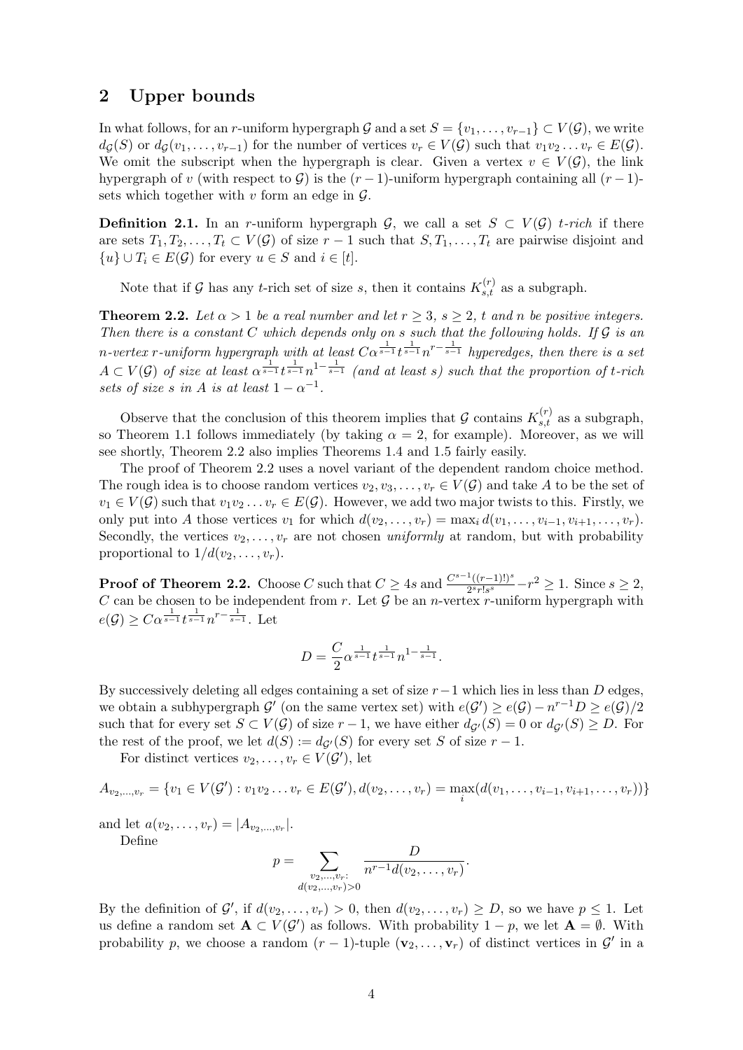## 2 Upper bounds

In what follows, for an $r$-uniform hypergraph $\mathcal{G}$ and a set $S = \{v_1, \ldots, v_{r-1}\} \subset V(\mathcal{G})$, we write $d_{\mathcal{G}}(S)$ or $d_{\mathcal{G}}(v_1, \ldots, v_{r-1})$ for the number of vertices $v_r \in V(\mathcal{G})$ such that $v_1 v_2 \ldots v_r \in E(\mathcal{G})$. We omit the subscript when the hypergraph is clear. Given a vertex $v \in V(\mathcal{G})$, the link hypergraph of $v$ (with respect to $\mathcal{G}$) is the $(r-1)$-uniform hypergraph containing all $(r-1)$-sets which together with $v$ form an edge in $\mathcal{G}$.

**Definition 2.1.** In an $r$-uniform hypergraph $\mathcal{G}$, we call a set $S \subset V(\mathcal{G})$ *$t$-rich* if there are sets $T_1, T_2, \ldots, T_t \subset V(\mathcal{G})$ of size $r-1$ such that $S, T_1, \ldots, T_t$ are pairwise disjoint and $\{u\} \cup T_i \in E(\mathcal{G})$ for every $u \in S$ and $i \in [t]$.

Note that if $\mathcal{G}$ has any $t$-rich set of size $s$, then it contains $K_{s,t}^{(r)}$ as a subgraph.

**Theorem 2.2.** *Let $\alpha > 1$ be a real number and let $r \geq 3$, $s \geq 2$, $t$ and $n$ be positive integers. Then there is a constant $C$ which depends only on $s$ such that the following holds. If $\mathcal{G}$ is an $n$-vertex $r$-uniform hypergraph with at least $C\alpha^{\frac{1}{s-1}} t^{\frac{1}{s-1}} n^{r-\frac{1}{s-1}}$ hyperedges, then there is a set $A \subset V(\mathcal{G})$ of size at least $\alpha^{\frac{1}{s-1}} t^{\frac{1}{s-1}} n^{1-\frac{1}{s-1}}$ (and at least $s$) such that the proportion of $t$-rich sets of size $s$ in $A$ is at least $1 - \alpha^{-1}$.*

Observe that the conclusion of this theorem implies that $\mathcal{G}$ contains $K_{s,t}^{(r)}$ as a subgraph, so Theorem 1.1 follows immediately (by taking $\alpha = 2$, for example). Moreover, as we will see shortly, Theorem 2.2 also implies Theorems 1.4 and 1.5 fairly easily.

The proof of Theorem 2.2 uses a novel variant of the dependent random choice method. The rough idea is to choose random vertices $v_2, v_3, \ldots, v_r \in V(\mathcal{G})$ and take $A$ to be the set of $v_1 \in V(\mathcal{G})$ such that $v_1 v_2 \ldots v_r \in E(\mathcal{G})$. However, we add two major twists to this. Firstly, we only put into $A$ those vertices $v_1$ for which $d(v_2, \ldots, v_r) = \max_i d(v_1, \ldots, v_{i-1}, v_{i+1}, \ldots, v_r)$. Secondly, the vertices $v_2, \ldots, v_r$ are not chosen *uniformly* at random, but with probability proportional to $1/d(v_2, \ldots, v_r)$.

**Proof of Theorem 2.2.** Choose $C$ such that $C \geq 4s$ and $\frac{C^{s-1}((r-1)!)^s}{2^s r! s^s} - r^2 \geq 1$. Since $s \geq 2$, $C$ can be chosen to be independent from $r$. Let $\mathcal{G}$ be an $n$-vertex $r$-uniform hypergraph with $e(\mathcal{G}) \geq C\alpha^{\frac{1}{s-1}} t^{\frac{1}{s-1}} n^{r-\frac{1}{s-1}}$. Let

$$D = \frac{C}{2}\alpha^{\frac{1}{s-1}} t^{\frac{1}{s-1}} n^{1-\frac{1}{s-1}}.$$

By successively deleting all edges containing a set of size $r-1$ which lies in less than $D$ edges, we obtain a subhypergraph $\mathcal{G}'$ (on the same vertex set) with $e(\mathcal{G}') \geq e(\mathcal{G}) - n^{r-1}D \geq e(\mathcal{G})/2$ such that for every set $S \subset V(\mathcal{G})$ of size $r-1$, we have either $d_{\mathcal{G}'}(S) = 0$ or $d_{\mathcal{G}'}(S) \geq D$. For the rest of the proof, we let $d(S) := d_{\mathcal{G}'}(S)$ for every set $S$ of size $r-1$.

For distinct vertices $v_2, \ldots, v_r \in V(\mathcal{G}')$, let

$$A_{v_2,\ldots,v_r} = \{v_1 \in V(\mathcal{G}') : v_1 v_2 \ldots v_r \in E(\mathcal{G}'), d(v_2, \ldots, v_r) = \max_i (d(v_1, \ldots, v_{i-1}, v_{i+1}, \ldots, v_r))\}$$

and let $a(v_2, \ldots, v_r) = |A_{v_2,\ldots,v_r}|$.

Define

$$p = \sum_{\substack{v_2,\ldots,v_r:\\ d(v_2,\ldots,v_r)>0}} \frac{D}{n^{r-1} d(v_2, \ldots, v_r)}.$$

By the definition of $\mathcal{G}'$, if $d(v_2, \ldots, v_r) > 0$, then $d(v_2, \ldots, v_r) \geq D$, so we have $p \leq 1$. Let us define a random set $\mathbf{A} \subset V(\mathcal{G}')$ as follows. With probability $1-p$, we let $\mathbf{A} = \emptyset$. With probability $p$, we choose a random $(r-1)$-tuple $(\mathbf{v}_2, \ldots, \mathbf{v}_r)$ of distinct vertices in $\mathcal{G}'$ in a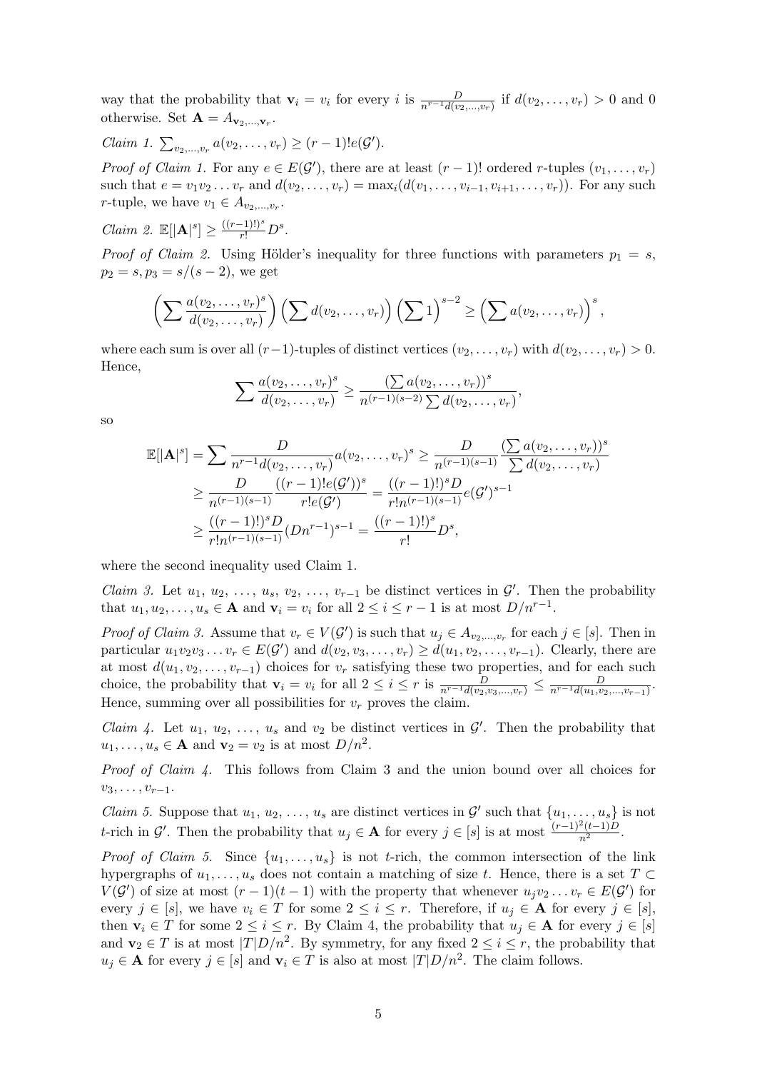way that the probability that $\mathbf{v}_i = v_i$ for every $i$ is $\frac{D}{n^{r-1}d(v_2,\dots,v_r)}$ if $d(v_2,\dots,v_r) > 0$ and 0 otherwise. Set $\mathbf{A} = A_{\mathbf{v}_2,\dots,\mathbf{v}_r}$.

*Claim 1.* $\sum_{v_2,\dots,v_r} a(v_2,\dots,v_r) \geq (r-1)!e(\mathcal{G}')$.

*Proof of Claim 1.* For any $e \in E(\mathcal{G}')$, there are at least $(r-1)!$ ordered $r$-tuples $(v_1,\dots,v_r)$ such that $e = v_1v_2\dots v_r$ and $d(v_2,\dots,v_r) = \max_i(d(v_1,\dots,v_{i-1},v_{i+1},\dots,v_r))$. For any such $r$-tuple, we have $v_1 \in A_{v_2,\dots,v_r}$.

*Claim 2.* $\mathbb{E}[|\mathbf{A}|^s] \geq \frac{((r-1)!)^s}{r!}D^s$.

*Proof of Claim 2.* Using Hölder's inequality for three functions with parameters $p_1 = s$, $p_2 = s, p_3 = s/(s-2)$, we get

$$\left(\sum \frac{a(v_2,\dots,v_r)^s}{d(v_2,\dots,v_r)}\right)\left(\sum d(v_2,\dots,v_r)\right)\left(\sum 1\right)^{s-2} \geq \left(\sum a(v_2,\dots,v_r)\right)^s,$$

where each sum is over all $(r-1)$-tuples of distinct vertices $(v_2,\dots,v_r)$ with $d(v_2,\dots,v_r) > 0$. Hence,

$$\sum \frac{a(v_2,\dots,v_r)^s}{d(v_2,\dots,v_r)} \geq \frac{(\sum a(v_2,\dots,v_r))^s}{n^{(r-1)(s-2)}\sum d(v_2,\dots,v_r)},$$

so

$$\begin{aligned}\mathbb{E}[|\mathbf{A}|^s] &= \sum \frac{D}{n^{r-1}d(v_2,\dots,v_r)}a(v_2,\dots,v_r)^s \geq \frac{D}{n^{(r-1)(s-1)}}\frac{(\sum a(v_2,\dots,v_r))^s}{\sum d(v_2,\dots,v_r)} \\ &\geq \frac{D}{n^{(r-1)(s-1)}}\frac{((r-1)!e(\mathcal{G}'))^s}{r!e(\mathcal{G}')} = \frac{((r-1)!)^sD}{r!n^{(r-1)(s-1)}}e(\mathcal{G}')^{s-1} \\ &\geq \frac{((r-1)!)^sD}{r!n^{(r-1)(s-1)}}(Dn^{r-1})^{s-1} = \frac{((r-1)!)^s}{r!}D^s,\end{aligned}$$

where the second inequality used Claim 1.

*Claim 3.* Let $u_1, u_2, \dots, u_s, v_2, \dots, v_{r-1}$ be distinct vertices in $\mathcal{G}'$. Then the probability that $u_1, u_2, \dots, u_s \in \mathbf{A}$ and $\mathbf{v}_i = v_i$ for all $2 \leq i \leq r-1$ is at most $D/n^{r-1}$.

*Proof of Claim 3.* Assume that $v_r \in V(\mathcal{G}')$ is such that $u_j \in A_{v_2,\dots,v_r}$ for each $j \in [s]$. Then in particular $u_1v_2v_3\dots v_r \in E(\mathcal{G}')$ and $d(v_2,v_3,\dots,v_r) \geq d(u_1,v_2,\dots,v_{r-1})$. Clearly, there are at most $d(u_1,v_2,\dots,v_{r-1})$ choices for $v_r$ satisfying these two properties, and for each such choice, the probability that $\mathbf{v}_i = v_i$ for all $2 \leq i \leq r$ is $\frac{D}{n^{r-1}d(v_2,v_3,\dots,v_r)} \leq \frac{D}{n^{r-1}d(u_1,v_2,\dots,v_{r-1})}$. Hence, summing over all possibilities for $v_r$ proves the claim.

*Claim 4.* Let $u_1, u_2, \dots, u_s$ and $v_2$ be distinct vertices in $\mathcal{G}'$. Then the probability that $u_1,\dots,u_s \in \mathbf{A}$ and $\mathbf{v}_2 = v_2$ is at most $D/n^2$.

*Proof of Claim 4.* This follows from Claim 3 and the union bound over all choices for $v_3,\dots,v_{r-1}$.

*Claim 5.* Suppose that $u_1, u_2, \dots, u_s$ are distinct vertices in $\mathcal{G}'$ such that $\{u_1,\dots,u_s\}$ is not $t$-rich in $\mathcal{G}'$. Then the probability that $u_j \in \mathbf{A}$ for every $j \in [s]$ is at most $\frac{(r-1)^2(t-1)D}{n^2}$.

*Proof of Claim 5.* Since $\{u_1,\dots,u_s\}$ is not $t$-rich, the common intersection of the link hypergraphs of $u_1,\dots,u_s$ does not contain a matching of size $t$. Hence, there is a set $T \subset V(\mathcal{G}')$ of size at most $(r-1)(t-1)$ with the property that whenever $u_jv_2\dots v_r \in E(\mathcal{G}')$ for every $j \in [s]$, we have $v_i \in T$ for some $2 \leq i \leq r$. Therefore, if $u_j \in \mathbf{A}$ for every $j \in [s]$, then $\mathbf{v}_i \in T$ for some $2 \leq i \leq r$. By Claim 4, the probability that $u_j \in \mathbf{A}$ for every $j \in [s]$ and $\mathbf{v}_2 \in T$ is at most $|T|D/n^2$. By symmetry, for any fixed $2 \leq i \leq r$, the probability that $u_j \in \mathbf{A}$ for every $j \in [s]$ and $\mathbf{v}_i \in T$ is also at most $|T|D/n^2$. The claim follows.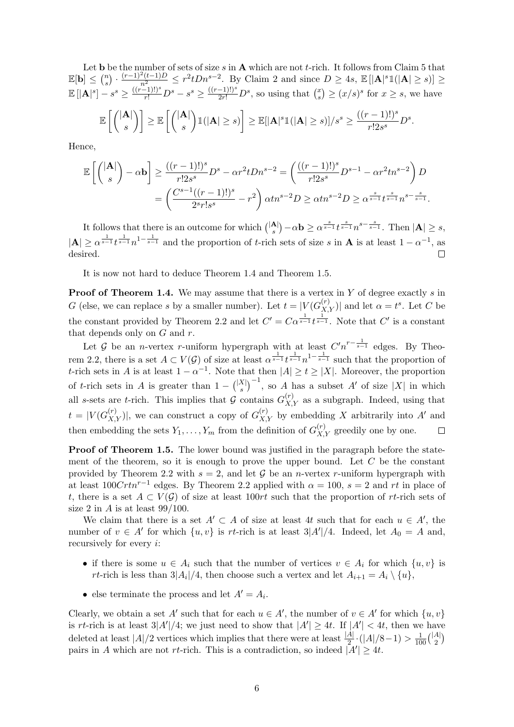Let $\mathbf{b}$ be the number of sets of size $s$ in $\mathbf{A}$ which are not $t$-rich. It follows from Claim 5 that $\mathbb{E}[\mathbf{b}] \leq \binom{n}{s} \cdot \frac{(r-1)^2(t-1)D}{n^2} \leq r^2 tDn^{s-2}$. By Claim 2 and since $D \geq 4s$, $\mathbb{E}\left[|\mathbf{A}|^s \mathbb{1}(|\mathbf{A}| \geq s)\right] \geq \mathbb{E}\left[|\mathbf{A}|^s\right] - s^s \geq \frac{((r-1)!)^s}{r!}D^s - s^s \geq \frac{((r-1)!)^s}{2r!}D^s$, so using that $\binom{x}{s} \geq (x/s)^s$ for $x \geq s$, we have

$$\mathbb{E}\left[\binom{|\mathbf{A}|}{s}\right] \geq \mathbb{E}\left[\binom{|\mathbf{A}|}{s}\mathbb{1}(|\mathbf{A}| \geq s)\right] \geq \mathbb{E}[|\mathbf{A}|^s \mathbb{1}(|\mathbf{A}| \geq s)]/s^s \geq \frac{((r-1)!)^s}{r!2s^s}D^s.$$

Hence,

$$\begin{aligned}\mathbb{E}\left[\binom{|\mathbf{A}|}{s} - \alpha \mathbf{b}\right] &\geq \frac{((r-1)!)^s}{r!2s^s}D^s - \alpha r^2 tDn^{s-2} = \left(\frac{((r-1)!)^s}{r!2s^s}D^{s-1} - \alpha r^2 tn^{s-2}\right)D \\ &= \left(\frac{C^{s-1}((r-1)!)^s}{2^s r! s^s} - r^2\right)\alpha tn^{s-2}D \geq \alpha tn^{s-2}D \geq \alpha^{\frac{s}{s-1}} t^{\frac{s}{s-1}} n^{s-\frac{s}{s-1}}.\end{aligned}$$

It follows that there is an outcome for which $\binom{|\mathbf{A}|}{s} - \alpha \mathbf{b} \geq \alpha^{\frac{s}{s-1}} t^{\frac{s}{s-1}} n^{s-\frac{s}{s-1}}$. Then $|\mathbf{A}| \geq s$, $|\mathbf{A}| \geq \alpha^{\frac{1}{s-1}} t^{\frac{1}{s-1}} n^{1-\frac{1}{s-1}}$ and the proportion of $t$-rich sets of size $s$ in $\mathbf{A}$ is at least $1 - \alpha^{-1}$, as desired. $\square$

It is now not hard to deduce Theorem 1.4 and Theorem 1.5.

**Proof of Theorem 1.4.** We may assume that there is a vertex in $Y$ of degree exactly $s$ in $G$ (else, we can replace $s$ by a smaller number). Let $t = |V(G^{(r)}_{X,Y})|$ and let $\alpha = t^s$. Let $C$ be the constant provided by Theorem 2.2 and let $C' = C\alpha^{\frac{1}{s-1}} t^{\frac{1}{s-1}}$. Note that $C'$ is a constant that depends only on $G$ and $r$.

Let $\mathcal{G}$ be an $n$-vertex $r$-uniform hypergraph with at least $C'n^{r-\frac{1}{s-1}}$ edges. By Theorem 2.2, there is a set $A \subset V(\mathcal{G})$ of size at least $\alpha^{\frac{1}{s-1}} t^{\frac{1}{s-1}} n^{1-\frac{1}{s-1}}$ such that the proportion of $t$-rich sets in $A$ is at least $1 - \alpha^{-1}$. Note that then $|A| \geq t \geq |X|$. Moreover, the proportion of $t$-rich sets in $A$ is greater than $1 - \binom{|X|}{s}^{-1}$, so $A$ has a subset $A'$ of size $|X|$ in which all $s$-sets are $t$-rich. This implies that $\mathcal{G}$ contains $G^{(r)}_{X,Y}$ as a subgraph. Indeed, using that $t = |V(G^{(r)}_{X,Y})|$, we can construct a copy of $G^{(r)}_{X,Y}$ by embedding $X$ arbitrarily into $A'$ and then embedding the sets $Y_1, \dots, Y_m$ from the definition of $G^{(r)}_{X,Y}$ greedily one by one. $\square$

**Proof of Theorem 1.5.** The lower bound was justified in the paragraph before the statement of the theorem, so it is enough to prove the upper bound. Let $C$ be the constant provided by Theorem 2.2 with $s = 2$, and let $\mathcal{G}$ be an $n$-vertex $r$-uniform hypergraph with at least $100Crtn^{r-1}$ edges. By Theorem 2.2 applied with $\alpha = 100$, $s = 2$ and $rt$ in place of $t$, there is a set $A \subset V(\mathcal{G})$ of size at least $100rt$ such that the proportion of $rt$-rich sets of size 2 in $A$ is at least $99/100$.

We claim that there is a set $A' \subset A$ of size at least $4t$ such that for each $u \in A'$, the number of $v \in A'$ for which $\{u, v\}$ is $rt$-rich is at least $3|A'|/4$. Indeed, let $A_0 = A$ and, recursively for every $i$:

- if there is some $u \in A_i$ such that the number of vertices $v \in A_i$ for which $\{u, v\}$ is $rt$-rich is less than $3|A_i|/4$, then choose such a vertex and let $A_{i+1} = A_i \setminus \{u\}$,
- else terminate the process and let $A' = A_i$.

Clearly, we obtain a set $A'$ such that for each $u \in A'$, the number of $v \in A'$ for which $\{u, v\}$ is $rt$-rich is at least $3|A'|/4$; we just need to show that $|A'| \geq 4t$. If $|A'| < 4t$, then we have deleted at least $|A|/2$ vertices which implies that there were at least $\frac{|A|}{2} \cdot (|A|/8 - 1) > \frac{1}{100}\binom{|A|}{2}$ pairs in $A$ which are not $rt$-rich. This is a contradiction, so indeed $|A'| \geq 4t$.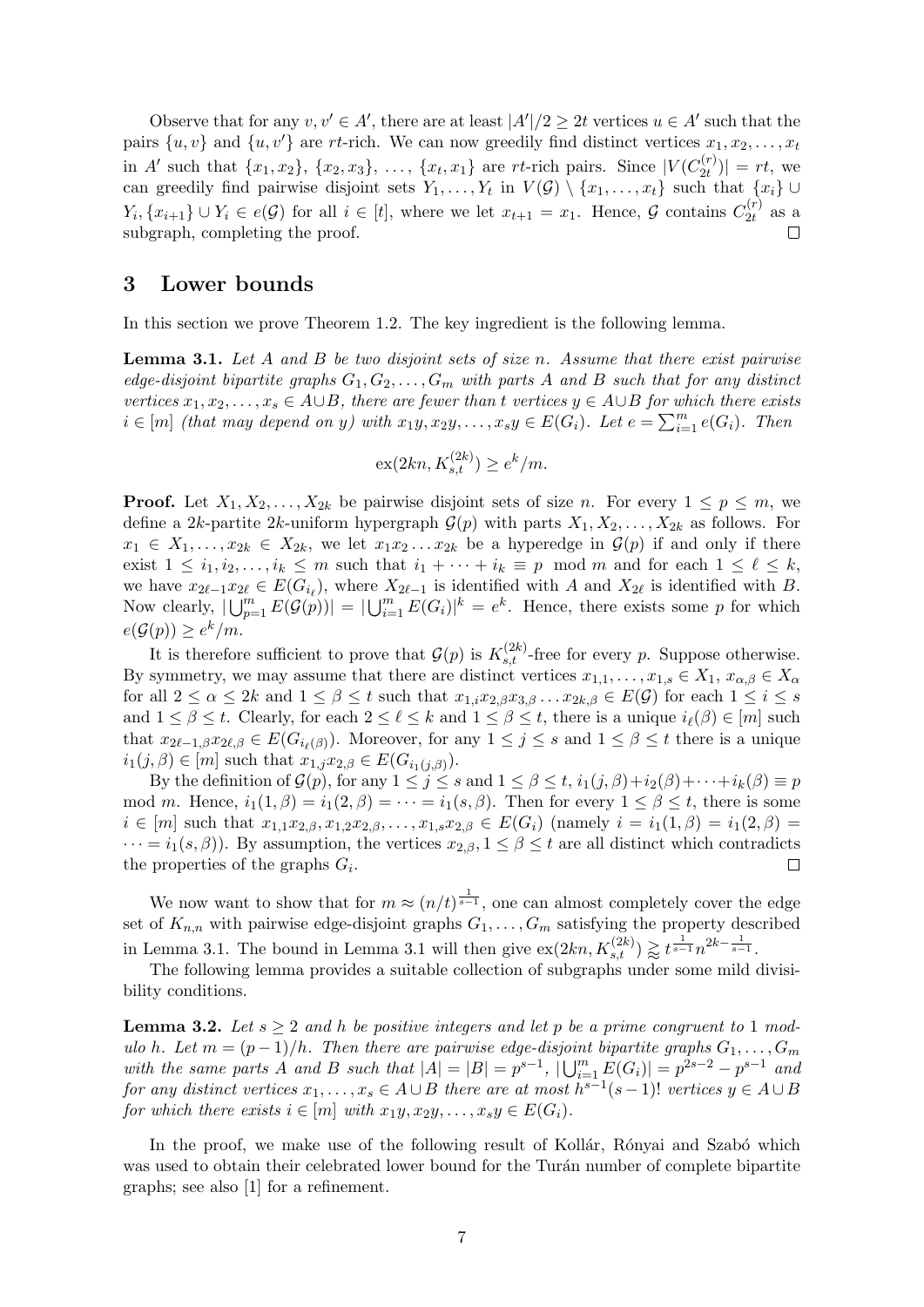Observe that for any $v, v' \in A'$, there are at least $|A'|/2 \geq 2t$ vertices $u \in A'$ such that the pairs $\{u, v\}$ and $\{u, v'\}$ are $rt$-rich. We can now greedily find distinct vertices $x_1, x_2, \ldots, x_t$ in $A'$ such that $\{x_1, x_2\}$, $\{x_2, x_3\}$, $\ldots$, $\{x_t, x_1\}$ are $rt$-rich pairs. Since $|V(C_{2t}^{(r)})| = rt$, we can greedily find pairwise disjoint sets $Y_1, \ldots, Y_t$ in $V(\mathcal{G}) \setminus \{x_1, \ldots, x_t\}$ such that $\{x_i\} \cup Y_i, \{x_{i+1}\} \cup Y_i \in e(\mathcal{G})$ for all $i \in [t]$, where we let $x_{t+1} = x_1$. Hence, $\mathcal{G}$ contains $C_{2t}^{(r)}$ as a subgraph, completing the proof. $\square$

## 3 Lower bounds

In this section we prove Theorem 1.2. The key ingredient is the following lemma.

**Lemma 3.1.** *Let $A$ and $B$ be two disjoint sets of size $n$. Assume that there exist pairwise edge-disjoint bipartite graphs $G_1, G_2, \ldots, G_m$ with parts $A$ and $B$ such that for any distinct vertices $x_1, x_2, \ldots, x_s \in A \cup B$, there are fewer than $t$ vertices $y \in A \cup B$ for which there exists $i \in [m]$ (that may depend on $y$) with $x_1y, x_2y, \ldots, x_sy \in E(G_i)$. Let $e = \sum_{i=1}^m e(G_i)$. Then*

$$\mathrm{ex}(2kn, K_{s,t}^{(2k)}) \geq e^k/m.$$

**Proof.** Let $X_1, X_2, \ldots, X_{2k}$ be pairwise disjoint sets of size $n$. For every $1 \leq p \leq m$, we define a $2k$-partite $2k$-uniform hypergraph $\mathcal{G}(p)$ with parts $X_1, X_2, \ldots, X_{2k}$ as follows. For $x_1 \in X_1, \ldots, x_{2k} \in X_{2k}$, we let $x_1x_2\ldots x_{2k}$ be a hyperedge in $\mathcal{G}(p)$ if and only if there exist $1 \leq i_1, i_2, \ldots, i_k \leq m$ such that $i_1 + \cdots + i_k \equiv p \mod m$ and for each $1 \leq \ell \leq k$, we have $x_{2\ell-1}x_{2\ell} \in E(G_{i_\ell})$, where $X_{2\ell-1}$ is identified with $A$ and $X_{2\ell}$ is identified with $B$. Now clearly, $|\bigcup_{p=1}^m E(\mathcal{G}(p))| = |\bigcup_{i=1}^m E(G_i)|^k = e^k$. Hence, there exists some $p$ for which $e(\mathcal{G}(p)) \geq e^k/m$.

It is therefore sufficient to prove that $\mathcal{G}(p)$ is $K_{s,t}^{(2k)}$-free for every $p$. Suppose otherwise. By symmetry, we may assume that there are distinct vertices $x_{1,1}, \ldots, x_{1,s} \in X_1$, $x_{\alpha,\beta} \in X_\alpha$ for all $2 \leq \alpha \leq 2k$ and $1 \leq \beta \leq t$ such that $x_{1,i}x_{2,\beta}x_{3,\beta}\ldots x_{2k,\beta} \in E(\mathcal{G})$ for each $1 \leq i \leq s$ and $1 \leq \beta \leq t$. Clearly, for each $2 \leq \ell \leq k$ and $1 \leq \beta \leq t$, there is a unique $i_\ell(\beta) \in [m]$ such that $x_{2\ell-1,\beta}x_{2\ell,\beta} \in E(G_{i_\ell(\beta)})$. Moreover, for any $1 \leq j \leq s$ and $1 \leq \beta \leq t$ there is a unique $i_1(j, \beta) \in [m]$ such that $x_{1,j}x_{2,\beta} \in E(G_{i_1(j,\beta)})$.

By the definition of $\mathcal{G}(p)$, for any $1 \leq j \leq s$ and $1 \leq \beta \leq t$, $i_1(j,\beta) + i_2(\beta) + \cdots + i_k(\beta) \equiv p \mod m$. Hence, $i_1(1,\beta) = i_1(2,\beta) = \cdots = i_1(s,\beta)$. Then for every $1 \leq \beta \leq t$, there is some $i \in [m]$ such that $x_{1,1}x_{2,\beta}, x_{1,2}x_{2,\beta}, \ldots, x_{1,s}x_{2,\beta} \in E(G_i)$ (namely $i = i_1(1,\beta) = i_1(2,\beta) = \cdots = i_1(s,\beta)$). By assumption, the vertices $x_{2,\beta}, 1 \leq \beta \leq t$ are all distinct which contradicts the properties of the graphs $G_i$. $\square$

We now want to show that for $m \approx (n/t)^{\frac{1}{s-1}}$, one can almost completely cover the edge set of $K_{n,n}$ with pairwise edge-disjoint graphs $G_1, \ldots, G_m$ satisfying the property described in Lemma 3.1. The bound in Lemma 3.1 will then give $\mathrm{ex}(2kn, K_{s,t}^{(2k)}) \gtrapprox t^{\frac{1}{s-1}} n^{2k - \frac{1}{s-1}}$.

The following lemma provides a suitable collection of subgraphs under some mild divisibility conditions.

**Lemma 3.2.** *Let $s \geq 2$ and $h$ be positive integers and let $p$ be a prime congruent to 1 modulo $h$. Let $m = (p-1)/h$. Then there are pairwise edge-disjoint bipartite graphs $G_1, \ldots, G_m$ with the same parts $A$ and $B$ such that $|A| = |B| = p^{s-1}$, $|\bigcup_{i=1}^m E(G_i)| = p^{2s-2} - p^{s-1}$ and for any distinct vertices $x_1, \ldots, x_s \in A \cup B$ there are at most $h^{s-1}(s-1)!$ vertices $y \in A \cup B$ for which there exists $i \in [m]$ with $x_1y, x_2y, \ldots, x_sy \in E(G_i)$.*

In the proof, we make use of the following result of Kollár, Rónyai and Szabó which was used to obtain their celebrated lower bound for the Turán number of complete bipartite graphs; see also [1] for a refinement.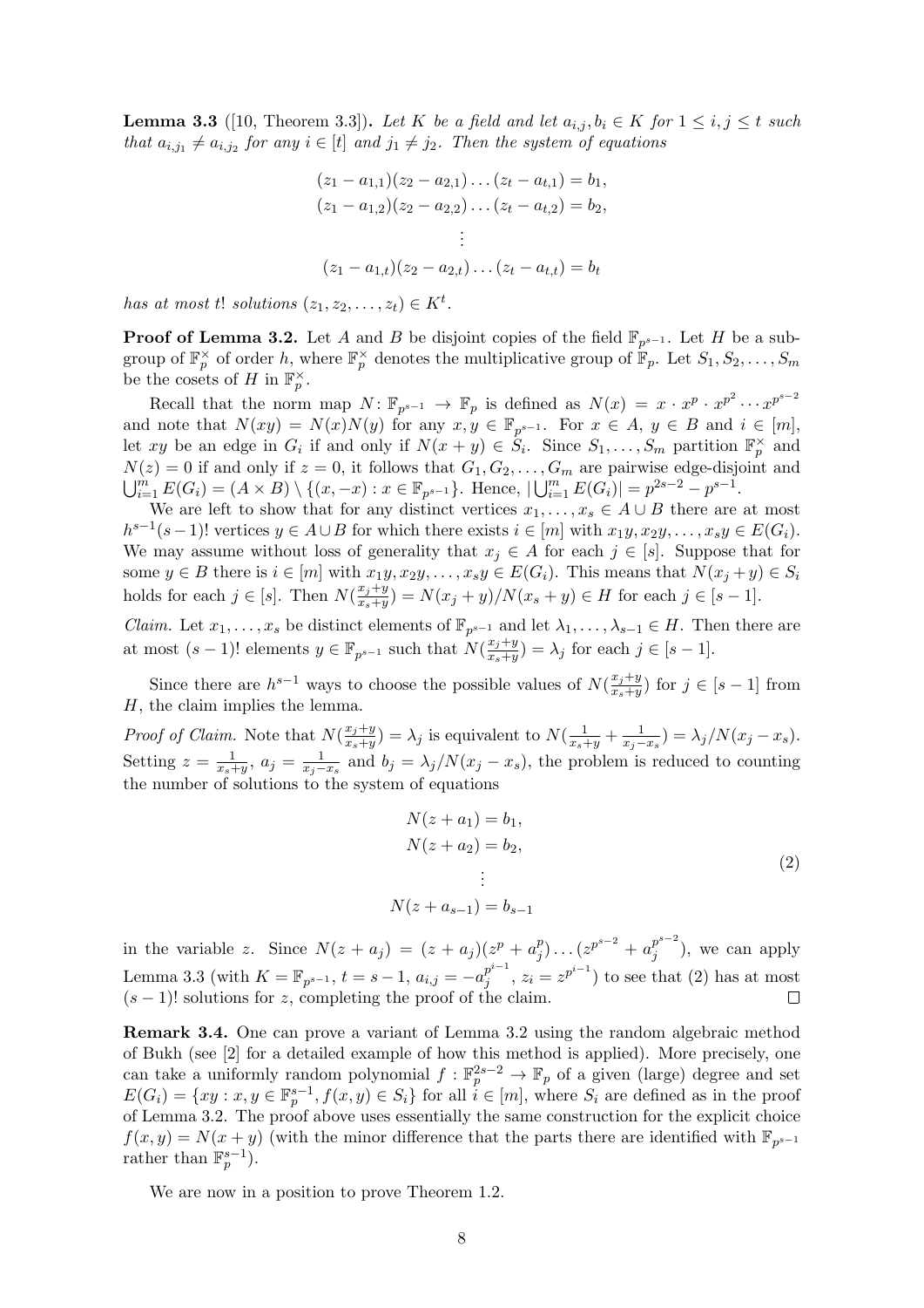**Lemma 3.3** ([10, Theorem 3.3])**.** *Let $K$ be a field and let $a_{i,j}, b_i \in K$ for $1 \le i, j \le t$ such that $a_{i,j_1} \ne a_{i,j_2}$ for any $i \in [t]$ and $j_1 \ne j_2$. Then the system of equations*

$$
\begin{aligned}
(z_1 - a_{1,1})(z_2 - a_{2,1}) \dots (z_t - a_{t,1}) &= b_1, \\
(z_1 - a_{1,2})(z_2 - a_{2,2}) \dots (z_t - a_{t,2}) &= b_2, \\
&\vdots \\
(z_1 - a_{1,t})(z_2 - a_{2,t}) \dots (z_t - a_{t,t}) &= b_t
\end{aligned}
$$

*has at most $t!$ solutions $(z_1, z_2, \dots, z_t) \in K^t$.*

**Proof of Lemma 3.2.** Let $A$ and $B$ be disjoint copies of the field $\mathbb{F}_{p^{s-1}}$. Let $H$ be a subgroup of $\mathbb{F}_p^\times$ of order $h$, where $\mathbb{F}_p^\times$ denotes the multiplicative group of $\mathbb{F}_p$. Let $S_1, S_2, \dots, S_m$ be the cosets of $H$ in $\mathbb{F}_p^\times$.

Recall that the norm map $N \colon \mathbb{F}_{p^{s-1}} \to \mathbb{F}_p$ is defined as $N(x) = x \cdot x^p \cdot x^{p^2} \cdots x^{p^{s-2}}$ and note that $N(xy) = N(x)N(y)$ for any $x, y \in \mathbb{F}_{p^{s-1}}$. For $x \in A$, $y \in B$ and $i \in [m]$, let $xy$ be an edge in $G_i$ if and only if $N(x+y) \in S_i$. Since $S_1, \dots, S_m$ partition $\mathbb{F}_p^\times$ and $N(z) = 0$ if and only if $z = 0$, it follows that $G_1, G_2, \dots, G_m$ are pairwise edge-disjoint and $\bigcup_{i=1}^m E(G_i) = (A \times B) \setminus \{(x, -x) : x \in \mathbb{F}_{p^{s-1}}\}$. Hence, $|\bigcup_{i=1}^m E(G_i)| = p^{2s-2} - p^{s-1}$.

We are left to show that for any distinct vertices $x_1, \dots, x_s \in A \cup B$ there are at most $h^{s-1}(s-1)!$ vertices $y \in A \cup B$ for which there exists $i \in [m]$ with $x_1y, x_2y, \dots, x_sy \in E(G_i)$. We may assume without loss of generality that $x_j \in A$ for each $j \in [s]$. Suppose that for some $y \in B$ there is $i \in [m]$ with $x_1y, x_2y, \dots, x_sy \in E(G_i)$. This means that $N(x_j + y) \in S_i$ holds for each $j \in [s]$. Then $N(\frac{x_j+y}{x_s+y}) = N(x_j + y)/N(x_s + y) \in H$ for each $j \in [s-1]$.

*Claim.* Let $x_1, \dots, x_s$ be distinct elements of $\mathbb{F}_{p^{s-1}}$ and let $\lambda_1, \dots, \lambda_{s-1} \in H$. Then there are at most $(s-1)!$ elements $y \in \mathbb{F}_{p^{s-1}}$ such that $N(\frac{x_j+y}{x_s+y}) = \lambda_j$ for each $j \in [s-1]$.

Since there are $h^{s-1}$ ways to choose the possible values of $N(\frac{x_j+y}{x_s+y})$ for $j \in [s-1]$ from $H$, the claim implies the lemma.

*Proof of Claim.* Note that $N(\frac{x_j+y}{x_s+y}) = \lambda_j$ is equivalent to $N(\frac{1}{x_s+y} + \frac{1}{x_j-x_s}) = \lambda_j / N(x_j - x_s)$. Setting $z = \frac{1}{x_s+y}$, $a_j = \frac{1}{x_j-x_s}$ and $b_j = \lambda_j / N(x_j - x_s)$, the problem is reduced to counting the number of solutions to the system of equations

$$
\begin{aligned}
N(z + a_1) &= b_1, \\
N(z + a_2) &= b_2, \\
&\vdots \\
N(z + a_{s-1}) &= b_{s-1}
\end{aligned}
\tag{2}
$$

in the variable $z$. Since $N(z + a_j) = (z + a_j)(z^p + a_j^p) \dots (z^{p^{s-2}} + a_j^{p^{s-2}})$, we can apply Lemma 3.3 (with $K = \mathbb{F}_{p^{s-1}}$, $t = s-1$, $a_{i,j} = -a_j^{p^{i-1}}$, $z_i = z^{p^{i-1}}$) to see that (2) has at most $(s-1)!$ solutions for $z$, completing the proof of the claim. $\square$

**Remark 3.4.** One can prove a variant of Lemma 3.2 using the random algebraic method of Bukh (see [2] for a detailed example of how this method is applied). More precisely, one can take a uniformly random polynomial $f : \mathbb{F}_p^{2s-2} \to \mathbb{F}_p$ of a given (large) degree and set $E(G_i) = \{xy : x, y \in \mathbb{F}_p^{s-1}, f(x, y) \in S_i\}$ for all $i \in [m]$, where $S_i$ are defined as in the proof of Lemma 3.2. The proof above uses essentially the same construction for the explicit choice $f(x, y) = N(x + y)$ (with the minor difference that the parts there are identified with $\mathbb{F}_{p^{s-1}}$ rather than $\mathbb{F}_p^{s-1}$).

We are now in a position to prove Theorem 1.2.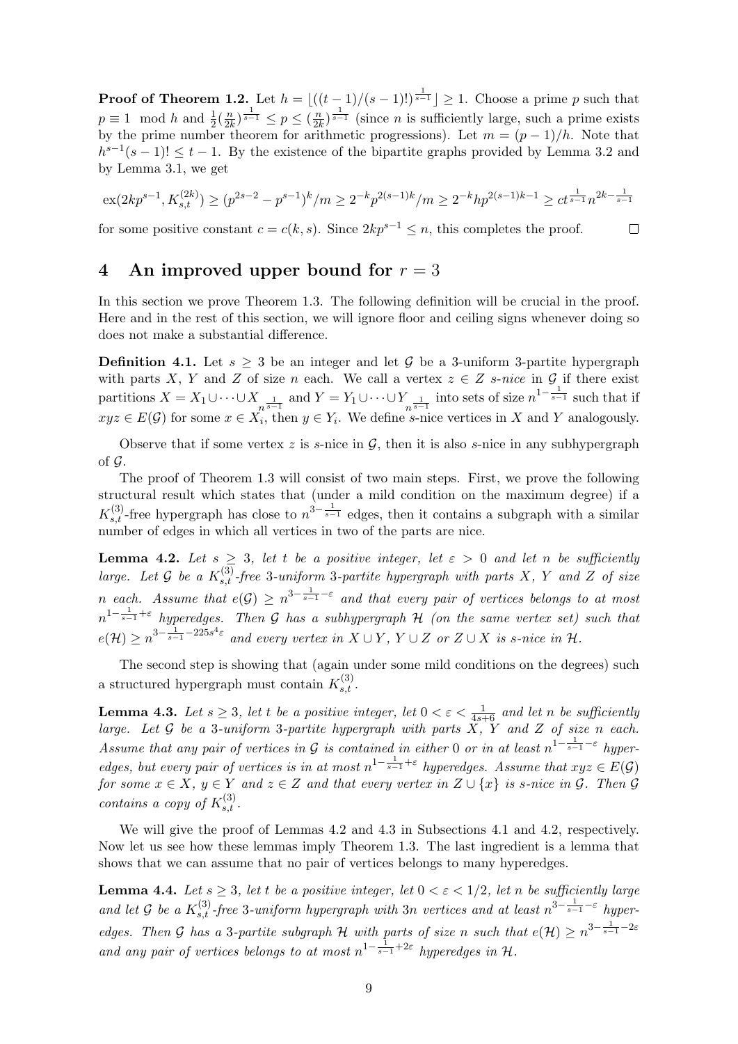**Proof of Theorem 1.2.** Let $h = \lfloor ((t-1)/(s-1)!)^{\frac{1}{s-1}} \rfloor \geq 1$. Choose a prime $p$ such that $p \equiv 1 \mod h$ and $\frac{1}{2}(\frac{n}{2k})^{\frac{1}{s-1}} \leq p \leq (\frac{n}{2k})^{\frac{1}{s-1}}$ (since $n$ is sufficiently large, such a prime exists by the prime number theorem for arithmetic progressions). Let $m = (p-1)/h$. Note that $h^{s-1}(s-1)! \leq t-1$. By the existence of the bipartite graphs provided by Lemma 3.2 and by Lemma 3.1, we get

$$\mathrm{ex}(2kp^{s-1}, K_{s,t}^{(2k)}) \geq (p^{2s-2} - p^{s-1})^k/m \geq 2^{-k}p^{2(s-1)k}/m \geq 2^{-k}hp^{2(s-1)k-1} \geq ct^{\frac{1}{s-1}}n^{2k-\frac{1}{s-1}}$$

for some positive constant $c = c(k,s)$. Since $2kp^{s-1} \leq n$, this completes the proof. $\square$

# 4 An improved upper bound for $r = 3$

In this section we prove Theorem 1.3. The following definition will be crucial in the proof. Here and in the rest of this section, we will ignore floor and ceiling signs whenever doing so does not make a substantial difference.

**Definition 4.1.** Let $s \geq 3$ be an integer and let $\mathcal{G}$ be a 3-uniform 3-partite hypergraph with parts $X$, $Y$ and $Z$ of size $n$ each. We call a vertex $z \in Z$ *$s$-nice* in $\mathcal{G}$ if there exist partitions $X = X_1 \cup \cdots \cup X_{n^{\frac{1}{s-1}}}$ and $Y = Y_1 \cup \cdots \cup Y_{n^{\frac{1}{s-1}}}$ into sets of size $n^{1-\frac{1}{s-1}}$ such that if $xyz \in E(\mathcal{G})$ for some $x \in X_i$, then $y \in Y_i$. We define $s$-nice vertices in $X$ and $Y$ analogously.

Observe that if some vertex $z$ is $s$-nice in $\mathcal{G}$, then it is also $s$-nice in any subhypergraph of $\mathcal{G}$.

The proof of Theorem 1.3 will consist of two main steps. First, we prove the following structural result which states that (under a mild condition on the maximum degree) if a $K_{s,t}^{(3)}$-free hypergraph has close to $n^{3-\frac{1}{s-1}}$ edges, then it contains a subgraph with a similar number of edges in which all vertices in two of the parts are nice.

**Lemma 4.2.** *Let $s \geq 3$, let $t$ be a positive integer, let $\varepsilon > 0$ and let $n$ be sufficiently large. Let $\mathcal{G}$ be a $K_{s,t}^{(3)}$-free 3-uniform 3-partite hypergraph with parts $X$, $Y$ and $Z$ of size $n$ each. Assume that $e(\mathcal{G}) \geq n^{3-\frac{1}{s-1}-\varepsilon}$ and that every pair of vertices belongs to at most $n^{1-\frac{1}{s-1}+\varepsilon}$ hyperedges. Then $\mathcal{G}$ has a subhypergraph $\mathcal{H}$ (on the same vertex set) such that $e(\mathcal{H}) \geq n^{3-\frac{1}{s-1}-225s^4\varepsilon}$ and every vertex in $X \cup Y$, $Y \cup Z$ or $Z \cup X$ is $s$-nice in $\mathcal{H}$.*

The second step is showing that (again under some mild conditions on the degrees) such a structured hypergraph must contain $K_{s,t}^{(3)}$.

**Lemma 4.3.** *Let $s \geq 3$, let $t$ be a positive integer, let $0 < \varepsilon < \frac{1}{4s+6}$ and let $n$ be sufficiently large. Let $\mathcal{G}$ be a 3-uniform 3-partite hypergraph with parts $X$, $Y$ and $Z$ of size $n$ each. Assume that any pair of vertices in $\mathcal{G}$ is contained in either 0 or in at least $n^{1-\frac{1}{s-1}-\varepsilon}$ hyperedges, but every pair of vertices is in at most $n^{1-\frac{1}{s-1}+\varepsilon}$ hyperedges. Assume that $xyz \in E(\mathcal{G})$ for some $x \in X$, $y \in Y$ and $z \in Z$ and that every vertex in $Z \cup \{x\}$ is $s$-nice in $\mathcal{G}$. Then $\mathcal{G}$ contains a copy of $K_{s,t}^{(3)}$.*

We will give the proof of Lemmas 4.2 and 4.3 in Subsections 4.1 and 4.2, respectively. Now let us see how these lemmas imply Theorem 1.3. The last ingredient is a lemma that shows that we can assume that no pair of vertices belongs to many hyperedges.

**Lemma 4.4.** *Let $s \geq 3$, let $t$ be a positive integer, let $0 < \varepsilon < 1/2$, let $n$ be sufficiently large and let $\mathcal{G}$ be a $K_{s,t}^{(3)}$-free 3-uniform hypergraph with $3n$ vertices and at least $n^{3-\frac{1}{s-1}-\varepsilon}$ hyperedges. Then $\mathcal{G}$ has a 3-partite subgraph $\mathcal{H}$ with parts of size $n$ such that $e(\mathcal{H}) \geq n^{3-\frac{1}{s-1}-2\varepsilon}$ and any pair of vertices belongs to at most $n^{1-\frac{1}{s-1}+2\varepsilon}$ hyperedges in $\mathcal{H}$.*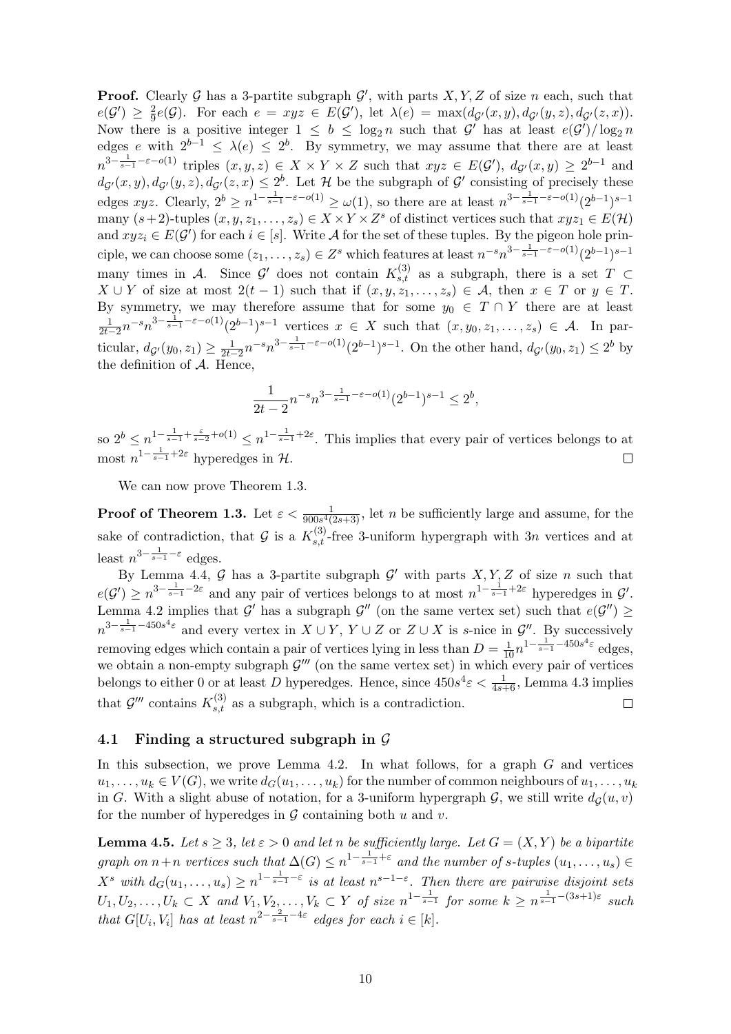**Proof.** Clearly $\mathcal{G}$ has a 3-partite subgraph $\mathcal{G}'$, with parts $X, Y, Z$ of size $n$ each, such that $e(\mathcal{G}') \geq \frac{2}{9}e(\mathcal{G})$. For each $e = xyz \in E(\mathcal{G}')$, let $\lambda(e) = \max(d_{\mathcal{G}'}(x,y), d_{\mathcal{G}'}(y,z), d_{\mathcal{G}'}(z,x))$. Now there is a positive integer $1 \leq b \leq \log_2 n$ such that $\mathcal{G}'$ has at least $e(\mathcal{G}')/\log_2 n$ edges $e$ with $2^{b-1} \leq \lambda(e) \leq 2^b$. By symmetry, we may assume that there are at least $n^{3-\frac{1}{s-1}-\varepsilon-o(1)}$ triples $(x,y,z) \in X \times Y \times Z$ such that $xyz \in E(\mathcal{G}')$, $d_{\mathcal{G}'}(x,y) \geq 2^{b-1}$ and $d_{\mathcal{G}'}(x,y), d_{\mathcal{G}'}(y,z), d_{\mathcal{G}'}(z,x) \leq 2^b$. Let $\mathcal{H}$ be the subgraph of $\mathcal{G}'$ consisting of precisely these edges $xyz$. Clearly, $2^b \geq n^{1-\frac{1}{s-1}-\varepsilon-o(1)} \geq \omega(1)$, so there are at least $n^{3-\frac{1}{s-1}-\varepsilon-o(1)}(2^{b-1})^{s-1}$ many $(s+2)$-tuples $(x,y,z_1,\dots,z_s) \in X \times Y \times Z^s$ of distinct vertices such that $xyz_1 \in E(\mathcal{H})$ and $xyz_i \in E(\mathcal{G}')$ for each $i \in [s]$. Write $\mathcal{A}$ for the set of these tuples. By the pigeon hole principle, we can choose some $(z_1,\dots,z_s) \in Z^s$ which features at least $n^{-s}n^{3-\frac{1}{s-1}-\varepsilon-o(1)}(2^{b-1})^{s-1}$ many times in $\mathcal{A}$. Since $\mathcal{G}'$ does not contain $K_{s,t}^{(3)}$ as a subgraph, there is a set $T \subset X \cup Y$ of size at most $2(t-1)$ such that if $(x,y,z_1,\dots,z_s) \in \mathcal{A}$, then $x \in T$ or $y \in T$. By symmetry, we may therefore assume that for some $y_0 \in T \cap Y$ there are at least $\frac{1}{2t-2}n^{-s}n^{3-\frac{1}{s-1}-\varepsilon-o(1)}(2^{b-1})^{s-1}$ vertices $x \in X$ such that $(x,y_0,z_1,\dots,z_s) \in \mathcal{A}$. In particular, $d_{\mathcal{G}'}(y_0,z_1) \geq \frac{1}{2t-2}n^{-s}n^{3-\frac{1}{s-1}-\varepsilon-o(1)}(2^{b-1})^{s-1}$. On the other hand, $d_{\mathcal{G}'}(y_0,z_1) \leq 2^b$ by the definition of $\mathcal{A}$. Hence,

$$\frac{1}{2t-2}n^{-s}n^{3-\frac{1}{s-1}-\varepsilon-o(1)}(2^{b-1})^{s-1} \leq 2^b,$$

so $2^b \leq n^{1-\frac{1}{s-1}+\frac{\varepsilon}{s-2}+o(1)} \leq n^{1-\frac{1}{s-1}+2\varepsilon}$. This implies that every pair of vertices belongs to at most $n^{1-\frac{1}{s-1}+2\varepsilon}$ hyperedges in $\mathcal{H}$. $\square$

We can now prove Theorem 1.3.

**Proof of Theorem 1.3.** Let $\varepsilon < \frac{1}{900s^4(2s+3)}$, let $n$ be sufficiently large and assume, for the sake of contradiction, that $\mathcal{G}$ is a $K_{s,t}^{(3)}$-free 3-uniform hypergraph with $3n$ vertices and at least $n^{3-\frac{1}{s-1}-\varepsilon}$ edges.

By Lemma 4.4, $\mathcal{G}$ has a 3-partite subgraph $\mathcal{G}'$ with parts $X, Y, Z$ of size $n$ such that $e(\mathcal{G}') \geq n^{3-\frac{1}{s-1}-2\varepsilon}$ and any pair of vertices belongs to at most $n^{1-\frac{1}{s-1}+2\varepsilon}$ hyperedges in $\mathcal{G}'$. Lemma 4.2 implies that $\mathcal{G}'$ has a subgraph $\mathcal{G}''$ (on the same vertex set) such that $e(\mathcal{G}'') \geq n^{3-\frac{1}{s-1}-450s^4\varepsilon}$ and every vertex in $X \cup Y$, $Y \cup Z$ or $Z \cup X$ is $s$-nice in $\mathcal{G}''$. By successively removing edges which contain a pair of vertices lying in less than $D = \frac{1}{10}n^{1-\frac{1}{s-1}-450s^4\varepsilon}$ edges, we obtain a non-empty subgraph $\mathcal{G}'''$ (on the same vertex set) in which every pair of vertices belongs to either 0 or at least $D$ hyperedges. Hence, since $450s^4\varepsilon < \frac{1}{4s+6}$, Lemma 4.3 implies that $\mathcal{G}'''$ contains $K_{s,t}^{(3)}$ as a subgraph, which is a contradiction. $\square$

### 4.1 Finding a structured subgraph in $\mathcal{G}$

In this subsection, we prove Lemma 4.2. In what follows, for a graph $G$ and vertices $u_1,\dots,u_k \in V(G)$, we write $d_G(u_1,\dots,u_k)$ for the number of common neighbours of $u_1,\dots,u_k$ in $G$. With a slight abuse of notation, for a 3-uniform hypergraph $\mathcal{G}$, we still write $d_{\mathcal{G}}(u,v)$ for the number of hyperedges in $\mathcal{G}$ containing both $u$ and $v$.

**Lemma 4.5.** *Let $s \geq 3$, let $\varepsilon > 0$ and let $n$ be sufficiently large. Let $G = (X,Y)$ be a bipartite graph on $n+n$ vertices such that $\Delta(G) \leq n^{1-\frac{1}{s-1}+\varepsilon}$ and the number of $s$-tuples $(u_1,\dots,u_s) \in X^s$ with $d_G(u_1,\dots,u_s) \geq n^{1-\frac{1}{s-1}-\varepsilon}$ is at least $n^{s-1-\varepsilon}$. Then there are pairwise disjoint sets $U_1, U_2, \dots, U_k \subset X$ and $V_1, V_2, \dots, V_k \subset Y$ of size $n^{1-\frac{1}{s-1}}$ for some $k \geq n^{\frac{1}{s-1}-(3s+1)\varepsilon}$ such that $G[U_i, V_i]$ has at least $n^{2-\frac{2}{s-1}-4\varepsilon}$ edges for each $i \in [k]$.*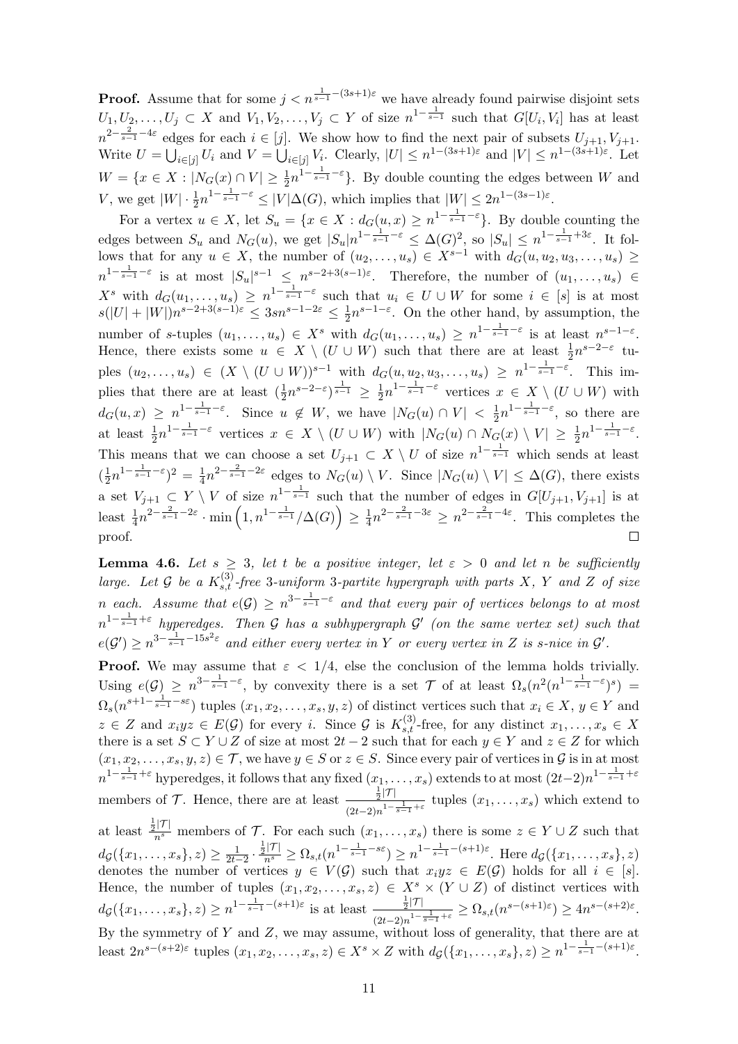**Proof.** Assume that for some $j < n^{\frac{1}{s-1}-(3s+1)\varepsilon}$ we have already found pairwise disjoint sets $U_1, U_2, \dots, U_j \subset X$ and $V_1, V_2, \dots, V_j \subset Y$ of size $n^{1-\frac{1}{s-1}}$ such that $G[U_i, V_i]$ has at least $n^{2-\frac{2}{s-1}-4\varepsilon}$ edges for each $i \in [j]$. We show how to find the next pair of subsets $U_{j+1}, V_{j+1}$. Write $U = \bigcup_{i\in[j]} U_i$ and $V = \bigcup_{i\in[j]} V_i$. Clearly, $|U| \le n^{1-(3s+1)\varepsilon}$ and $|V| \le n^{1-(3s+1)\varepsilon}$. Let $W = \{x \in X : |N_G(x) \cap V| \ge \frac{1}{2}n^{1-\frac{1}{s-1}-\varepsilon}\}$. By double counting the edges between $W$ and $V$, we get $|W| \cdot \frac{1}{2}n^{1-\frac{1}{s-1}-\varepsilon} \le |V|\Delta(G)$, which implies that $|W| \le 2n^{1-(3s-1)\varepsilon}$.

For a vertex $u \in X$, let $S_u = \{x \in X : d_G(u, x) \ge n^{1-\frac{1}{s-1}-\varepsilon}\}$. By double counting the edges between $S_u$ and $N_G(u)$, we get $|S_u|n^{1-\frac{1}{s-1}-\varepsilon} \le \Delta(G)^2$, so $|S_u| \le n^{1-\frac{1}{s-1}+3\varepsilon}$. It follows that for any $u \in X$, the number of $(u_2, \dots, u_s) \in X^{s-1}$ with $d_G(u, u_2, u_3, \dots, u_s) \ge n^{1-\frac{1}{s-1}-\varepsilon}$ is at most $|S_u|^{s-1} \le n^{s-2+3(s-1)\varepsilon}$. Therefore, the number of $(u_1, \dots, u_s) \in X^s$ with $d_G(u_1, \dots, u_s) \ge n^{1-\frac{1}{s-1}-\varepsilon}$ such that $u_i \in U \cup W$ for some $i \in [s]$ is at most $s(|U| + |W|)n^{s-2+3(s-1)\varepsilon} \le 3sn^{s-1-2\varepsilon} \le \frac{1}{2}n^{s-1-\varepsilon}$. On the other hand, by assumption, the number of $s$-tuples $(u_1, \dots, u_s) \in X^s$ with $d_G(u_1, \dots, u_s) \ge n^{1-\frac{1}{s-1}-\varepsilon}$ is at least $n^{s-1-\varepsilon}$. Hence, there exists some $u \in X \setminus (U \cup W)$ such that there are at least $\frac{1}{2}n^{s-2-\varepsilon}$ tuples $(u_2, \dots, u_s) \in (X \setminus (U \cup W))^{s-1}$ with $d_G(u, u_2, u_3, \dots, u_s) \ge n^{1-\frac{1}{s-1}-\varepsilon}$. This implies that there are at least $(\frac{1}{2}n^{s-2-\varepsilon})^{\frac{1}{s-1}} \ge \frac{1}{2}n^{1-\frac{1}{s-1}-\varepsilon}$ vertices $x \in X \setminus (U \cup W)$ with $d_G(u, x) \ge n^{1-\frac{1}{s-1}-\varepsilon}$. Since $u \notin W$, we have $|N_G(u) \cap V| < \frac{1}{2}n^{1-\frac{1}{s-1}-\varepsilon}$, so there are at least $\frac{1}{2}n^{1-\frac{1}{s-1}-\varepsilon}$ vertices $x \in X \setminus (U \cup W)$ with $|N_G(u) \cap N_G(x) \setminus V| \ge \frac{1}{2}n^{1-\frac{1}{s-1}-\varepsilon}$. This means that we can choose a set $U_{j+1} \subset X \setminus U$ of size $n^{1-\frac{1}{s-1}}$ which sends at least $(\frac{1}{2}n^{1-\frac{1}{s-1}-\varepsilon})^2 = \frac{1}{4}n^{2-\frac{2}{s-1}-2\varepsilon}$ edges to $N_G(u) \setminus V$. Since $|N_G(u) \setminus V| \le \Delta(G)$, there exists a set $V_{j+1} \subset Y \setminus V$ of size $n^{1-\frac{1}{s-1}}$ such that the number of edges in $G[U_{j+1}, V_{j+1}]$ is at least $\frac{1}{4}n^{2-\frac{2}{s-1}-2\varepsilon} \cdot \min\left(1, n^{1-\frac{1}{s-1}}/\Delta(G)\right) \ge \frac{1}{4}n^{2-\frac{2}{s-1}-3\varepsilon} \ge n^{2-\frac{2}{s-1}-4\varepsilon}$. This completes the proof. $\square$

**Lemma 4.6.** *Let $s \ge 3$, let $t$ be a positive integer, let $\varepsilon > 0$ and let $n$ be sufficiently large. Let $\mathcal{G}$ be a $K_{s,t}^{(3)}$-free 3-uniform 3-partite hypergraph with parts $X$, $Y$ and $Z$ of size $n$ each. Assume that $e(\mathcal{G}) \ge n^{3-\frac{1}{s-1}-\varepsilon}$ and that every pair of vertices belongs to at most $n^{1-\frac{1}{s-1}+\varepsilon}$ hyperedges. Then $\mathcal{G}$ has a subhypergraph $\mathcal{G}'$ (on the same vertex set) such that $e(\mathcal{G}') \ge n^{3-\frac{1}{s-1}-15s^2\varepsilon}$ and either every vertex in $Y$ or every vertex in $Z$ is $s$-nice in $\mathcal{G}'$.*

**Proof.** We may assume that $\varepsilon < 1/4$, else the conclusion of the lemma holds trivially. Using $e(\mathcal{G}) \ge n^{3-\frac{1}{s-1}-\varepsilon}$, by convexity there is a set $\mathcal{T}$ of at least $\Omega_s(n^2(n^{1-\frac{1}{s-1}-\varepsilon})^s) = \Omega_s(n^{s+1-\frac{1}{s-1}-s\varepsilon})$ tuples $(x_1, x_2, \dots, x_s, y, z)$ of distinct vertices such that $x_i \in X$, $y \in Y$ and $z \in Z$ and $x_iyz \in E(\mathcal{G})$ for every $i$. Since $\mathcal{G}$ is $K_{s,t}^{(3)}$-free, for any distinct $x_1, \dots, x_s \in X$ there is a set $S \subset Y \cup Z$ of size at most $2t-2$ such that for each $y \in Y$ and $z \in Z$ for which $(x_1, x_2, \dots, x_s, y, z) \in \mathcal{T}$, we have $y \in S$ or $z \in S$. Since every pair of vertices in $\mathcal{G}$ is in at most $n^{1-\frac{1}{s-1}+\varepsilon}$ hyperedges, it follows that any fixed $(x_1, \dots, x_s)$ extends to at most $(2t-2)n^{1-\frac{1}{s-1}+\varepsilon}$ members of $\mathcal{T}$. Hence, there are at least $\frac{\frac{1}{2}|\mathcal{T}|}{(2t-2)n^{1-\frac{1}{s-1}+\varepsilon}}$ tuples $(x_1, \dots, x_s)$ which extend to at least $\frac{\frac{1}{2}|\mathcal{T}|}{n^s}$ members of $\mathcal{T}$. For each such $(x_1, \dots, x_s)$ there is some $z \in Y \cup Z$ such that $d_{\mathcal{G}}(\{x_1, \dots, x_s\}, z) \ge \frac{1}{2t-2} \cdot \frac{\frac{1}{2}|\mathcal{T}|}{n^s} \ge \Omega_{s,t}(n^{1-\frac{1}{s-1}-s\varepsilon}) \ge n^{1-\frac{1}{s-1}-(s+1)\varepsilon}$. Here $d_{\mathcal{G}}(\{x_1, \dots, x_s\}, z)$ denotes the number of vertices $y \in V(\mathcal{G})$ such that $x_iyz \in E(\mathcal{G})$ holds for all $i \in [s]$. Hence, the number of tuples $(x_1, x_2, \dots, x_s, z) \in X^s \times (Y \cup Z)$ of distinct vertices with $d_{\mathcal{G}}(\{x_1, \dots, x_s\}, z) \ge n^{1-\frac{1}{s-1}-(s+1)\varepsilon}$ is at least $\frac{\frac{1}{2}|\mathcal{T}|}{(2t-2)n^{1-\frac{1}{s-1}+\varepsilon}} \ge \Omega_{s,t}(n^{s-(s+1)\varepsilon}) \ge 4n^{s-(s+2)\varepsilon}$. By the symmetry of $Y$ and $Z$, we may assume, without loss of generality, that there are at least $2n^{s-(s+2)\varepsilon}$ tuples $(x_1, x_2, \dots, x_s, z) \in X^s \times Z$ with $d_{\mathcal{G}}(\{x_1, \dots, x_s\}, z) \ge n^{1-\frac{1}{s-1}-(s+1)\varepsilon}$.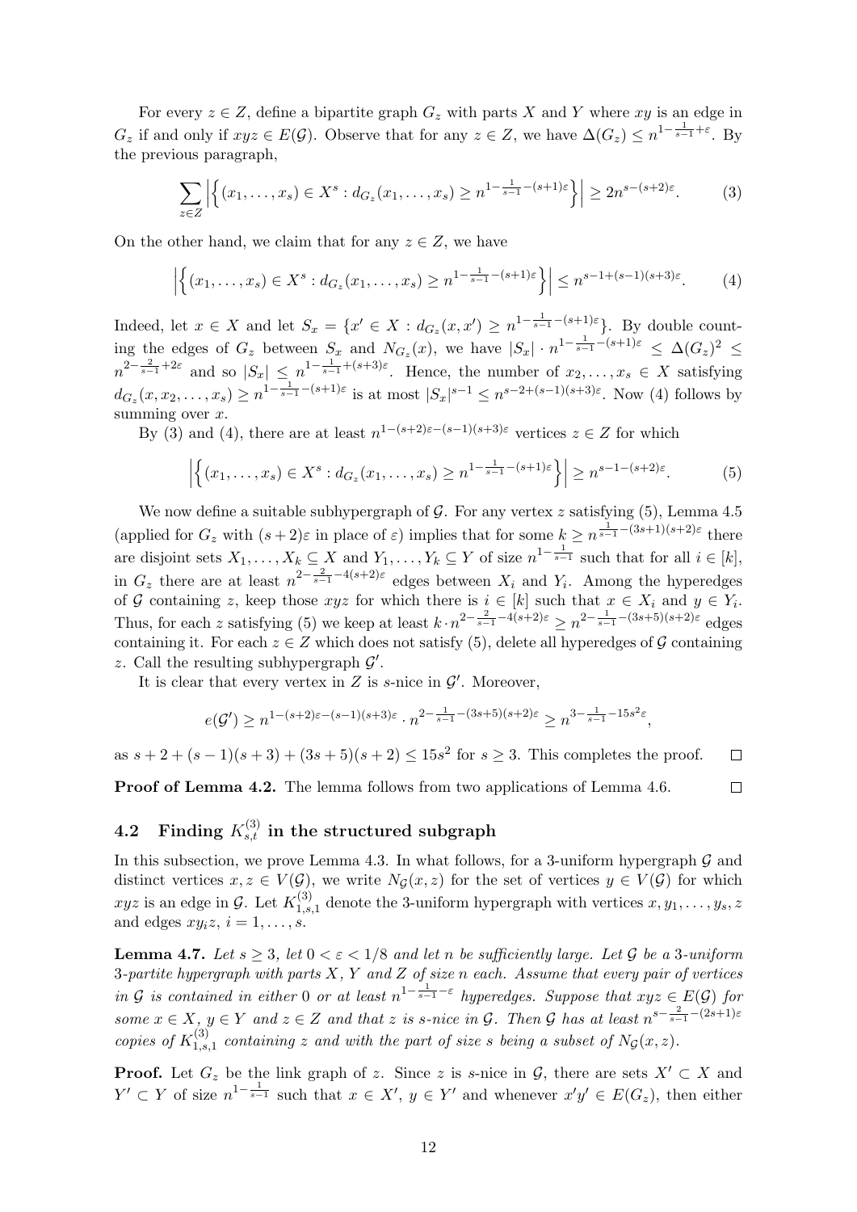For every $z \in Z$, define a bipartite graph $G_z$ with parts $X$ and $Y$ where $xy$ is an edge in $G_z$ if and only if $xyz \in E(\mathcal{G})$. Observe that for any $z \in Z$, we have $\Delta(G_z) \le n^{1-\frac{1}{s-1}+\varepsilon}$. By the previous paragraph,

$$\sum_{z \in Z} \left| \left\{ (x_1, \dots, x_s) \in X^s : d_{G_z}(x_1, \dots, x_s) \ge n^{1-\frac{1}{s-1}-(s+1)\varepsilon} \right\} \right| \ge 2n^{s-(s+2)\varepsilon}. \tag{3}$$

On the other hand, we claim that for any $z \in Z$, we have

$$\left| \left\{ (x_1, \dots, x_s) \in X^s : d_{G_z}(x_1, \dots, x_s) \ge n^{1-\frac{1}{s-1}-(s+1)\varepsilon} \right\} \right| \le n^{s-1+(s-1)(s+3)\varepsilon}. \tag{4}$$

Indeed, let $x \in X$ and let $S_x = \{x' \in X : d_{G_z}(x, x') \ge n^{1-\frac{1}{s-1}-(s+1)\varepsilon}\}$. By double counting the edges of $G_z$ between $S_x$ and $N_{G_z}(x)$, we have $|S_x| \cdot n^{1-\frac{1}{s-1}-(s+1)\varepsilon} \le \Delta(G_z)^2 \le n^{2-\frac{2}{s-1}+2\varepsilon}$ and so $|S_x| \le n^{1-\frac{1}{s-1}+(s+3)\varepsilon}$. Hence, the number of $x_2, \dots, x_s \in X$ satisfying $d_{G_z}(x, x_2, \dots, x_s) \ge n^{1-\frac{1}{s-1}-(s+1)\varepsilon}$ is at most $|S_x|^{s-1} \le n^{s-2+(s-1)(s+3)\varepsilon}$. Now (4) follows by summing over $x$.

By (3) and (4), there are at least $n^{1-(s+2)\varepsilon-(s-1)(s+3)\varepsilon}$ vertices $z \in Z$ for which

$$\left| \left\{ (x_1, \dots, x_s) \in X^s : d_{G_z}(x_1, \dots, x_s) \ge n^{1-\frac{1}{s-1}-(s+1)\varepsilon} \right\} \right| \ge n^{s-1-(s+2)\varepsilon}. \tag{5}$$

We now define a suitable subhypergraph of $\mathcal{G}$. For any vertex $z$ satisfying (5), Lemma 4.5 (applied for $G_z$ with $(s+2)\varepsilon$ in place of $\varepsilon$) implies that for some $k \ge n^{\frac{1}{s-1}-(3s+1)(s+2)\varepsilon}$ there are disjoint sets $X_1, \dots, X_k \subseteq X$ and $Y_1, \dots, Y_k \subseteq Y$ of size $n^{1-\frac{1}{s-1}}$ such that for all $i \in [k]$, in $G_z$ there are at least $n^{2-\frac{2}{s-1}-4(s+2)\varepsilon}$ edges between $X_i$ and $Y_i$. Among the hyperedges of $\mathcal{G}$ containing $z$, keep those $xyz$ for which there is $i \in [k]$ such that $x \in X_i$ and $y \in Y_i$. Thus, for each $z$ satisfying (5) we keep at least $k \cdot n^{2-\frac{2}{s-1}-4(s+2)\varepsilon} \ge n^{2-\frac{1}{s-1}-(3s+5)(s+2)\varepsilon}$ edges containing it. For each $z \in Z$ which does not satisfy (5), delete all hyperedges of $\mathcal{G}$ containing $z$. Call the resulting subhypergraph $\mathcal{G}'$.

It is clear that every vertex in $Z$ is $s$-nice in $\mathcal{G}'$. Moreover,

$$e(\mathcal{G}') \ge n^{1-(s+2)\varepsilon-(s-1)(s+3)\varepsilon} \cdot n^{2-\frac{1}{s-1}-(3s+5)(s+2)\varepsilon} \ge n^{3-\frac{1}{s-1}-15s^2\varepsilon},$$

as $s+2+(s-1)(s+3)+(3s+5)(s+2) \le 15s^2$ for $s \ge 3$. This completes the proof. $\square$

**Proof of Lemma 4.2.** The lemma follows from two applications of Lemma 4.6. $\square$

## 4.2 Finding $K_{s,t}^{(3)}$ in the structured subgraph

In this subsection, we prove Lemma 4.3. In what follows, for a 3-uniform hypergraph $\mathcal{G}$ and distinct vertices $x, z \in V(\mathcal{G})$, we write $N_{\mathcal{G}}(x,z)$ for the set of vertices $y \in V(\mathcal{G})$ for which $xyz$ is an edge in $\mathcal{G}$. Let $K_{1,s,1}^{(3)}$ denote the 3-uniform hypergraph with vertices $x, y_1, \dots, y_s, z$ and edges $xy_iz$, $i = 1, \dots, s$.

**Lemma 4.7.** *Let $s \ge 3$, let $0 < \varepsilon < 1/8$ and let $n$ be sufficiently large. Let $\mathcal{G}$ be a 3-uniform 3-partite hypergraph with parts $X$, $Y$ and $Z$ of size $n$ each. Assume that every pair of vertices in $\mathcal{G}$ is contained in either 0 or at least $n^{1-\frac{1}{s-1}-\varepsilon}$ hyperedges. Suppose that $xyz \in E(\mathcal{G})$ for some $x \in X$, $y \in Y$ and $z \in Z$ and that $z$ is $s$-nice in $\mathcal{G}$. Then $\mathcal{G}$ has at least $n^{s-\frac{2}{s-1}-(2s+1)\varepsilon}$ copies of $K_{1,s,1}^{(3)}$ containing $z$ and with the part of size $s$ being a subset of $N_{\mathcal{G}}(x,z)$.*

**Proof.** Let $G_z$ be the link graph of $z$. Since $z$ is $s$-nice in $\mathcal{G}$, there are sets $X' \subset X$ and $Y' \subset Y$ of size $n^{1-\frac{1}{s-1}}$ such that $x \in X'$, $y \in Y'$ and whenever $x'y' \in E(G_z)$, then either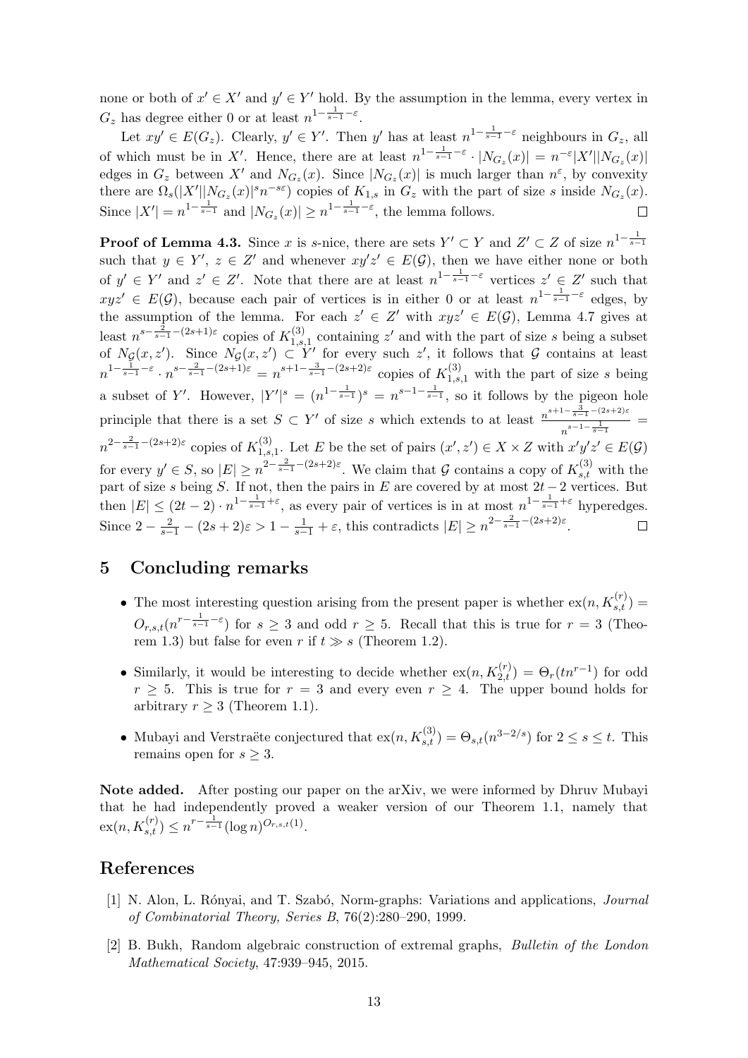none or both of $x' \in X'$ and $y' \in Y'$ hold. By the assumption in the lemma, every vertex in $G_z$ has degree either 0 or at least $n^{1-\frac{1}{s-1}-\varepsilon}$.

Let $xy' \in E(G_z)$. Clearly, $y' \in Y'$. Then $y'$ has at least $n^{1-\frac{1}{s-1}-\varepsilon}$ neighbours in $G_z$, all of which must be in $X'$. Hence, there are at least $n^{1-\frac{1}{s-1}-\varepsilon} \cdot |N_{G_z}(x)| = n^{-\varepsilon}|X'||N_{G_z}(x)|$ edges in $G_z$ between $X'$ and $N_{G_z}(x)$. Since $|N_{G_z}(x)|$ is much larger than $n^{\varepsilon}$, by convexity there are $\Omega_s(|X'||N_{G_z}(x)|^s n^{-s\varepsilon})$ copies of $K_{1,s}$ in $G_z$ with the part of size $s$ inside $N_{G_z}(x)$. Since $|X'| = n^{1-\frac{1}{s-1}}$ and $|N_{G_z}(x)| \geq n^{1-\frac{1}{s-1}-\varepsilon}$, the lemma follows. $\square$

**Proof of Lemma 4.3.** Since $x$ is $s$-nice, there are sets $Y' \subset Y$ and $Z' \subset Z$ of size $n^{1-\frac{1}{s-1}}$ such that $y \in Y'$, $z \in Z'$ and whenever $xy'z' \in E(\mathcal{G})$, then we have either none or both of $y' \in Y'$ and $z' \in Z'$. Note that there are at least $n^{1-\frac{1}{s-1}-\varepsilon}$ vertices $z' \in Z'$ such that $xyz' \in E(\mathcal{G})$, because each pair of vertices is in either 0 or at least $n^{1-\frac{1}{s-1}-\varepsilon}$ edges, by the assumption of the lemma. For each $z' \in Z'$ with $xyz' \in E(\mathcal{G})$, Lemma 4.7 gives at least $n^{s-\frac{2}{s-1}-(2s+1)\varepsilon}$ copies of $K_{1,s,1}^{(3)}$ containing $z'$ and with the part of size $s$ being a subset of $N_{\mathcal{G}}(x, z')$. Since $N_{\mathcal{G}}(x, z') \subset Y'$ for every such $z'$, it follows that $\mathcal{G}$ contains at least $n^{1-\frac{1}{s-1}-\varepsilon} \cdot n^{s-\frac{2}{s-1}-(2s+1)\varepsilon} = n^{s+1-\frac{3}{s-1}-(2s+2)\varepsilon}$ copies of $K_{1,s,1}^{(3)}$ with the part of size $s$ being a subset of $Y'$. However, $|Y'|^s = (n^{1-\frac{1}{s-1}})^s = n^{s-1-\frac{1}{s-1}}$, so it follows by the pigeon hole principle that there is a set $S \subset Y'$ of size $s$ which extends to at least $\frac{n^{s+1-\frac{3}{s-1}-(2s+2)\varepsilon}}{n^{s-1-\frac{1}{s-1}}} = n^{2-\frac{2}{s-1}-(2s+2)\varepsilon}$ copies of $K_{1,s,1}^{(3)}$. Let $E$ be the set of pairs $(x', z') \in X \times Z$ with $x'y'z' \in E(\mathcal{G})$ for every $y' \in S$, so $|E| \geq n^{2-\frac{2}{s-1}-(2s+2)\varepsilon}$. We claim that $\mathcal{G}$ contains a copy of $K_{s,t}^{(3)}$ with the part of size $s$ being $S$. If not, then the pairs in $E$ are covered by at most $2t-2$ vertices. But then $|E| \leq (2t-2) \cdot n^{1-\frac{1}{s-1}+\varepsilon}$, as every pair of vertices is in at most $n^{1-\frac{1}{s-1}+\varepsilon}$ hyperedges. Since $2 - \frac{2}{s-1} - (2s+2)\varepsilon > 1 - \frac{1}{s-1} + \varepsilon$, this contradicts $|E| \geq n^{2-\frac{2}{s-1}-(2s+2)\varepsilon}$. $\square$

## 5 Concluding remarks

- The most interesting question arising from the present paper is whether $\mathrm{ex}(n, K_{s,t}^{(r)}) = O_{r,s,t}(n^{r-\frac{1}{s-1}-\varepsilon})$ for $s \geq 3$ and odd $r \geq 5$. Recall that this is true for $r = 3$ (Theorem 1.3) but false for even $r$ if $t \gg s$ (Theorem 1.2).
- Similarly, it would be interesting to decide whether $\mathrm{ex}(n, K_{2,t}^{(r)}) = \Theta_r(tn^{r-1})$ for odd $r \geq 5$. This is true for $r = 3$ and every even $r \geq 4$. The upper bound holds for arbitrary $r \geq 3$ (Theorem 1.1).
- Mubayi and Verstraëte conjectured that $\mathrm{ex}(n, K_{s,t}^{(3)}) = \Theta_{s,t}(n^{3-2/s})$ for $2 \leq s \leq t$. This remains open for $s \geq 3$.

**Note added.** After posting our paper on the arXiv, we were informed by Dhruv Mubayi that he had independently proved a weaker version of our Theorem 1.1, namely that $\mathrm{ex}(n, K_{s,t}^{(r)}) \leq n^{r-\frac{1}{s-1}}(\log n)^{O_{r,s,t}(1)}$.

## References

[1] N. Alon, L. Rónyai, and T. Szabó, Norm-graphs: Variations and applications, *Journal of Combinatorial Theory, Series B*, 76(2):280–290, 1999.

[2] B. Bukh, Random algebraic construction of extremal graphs, *Bulletin of the London Mathematical Society*, 47:939–945, 2015.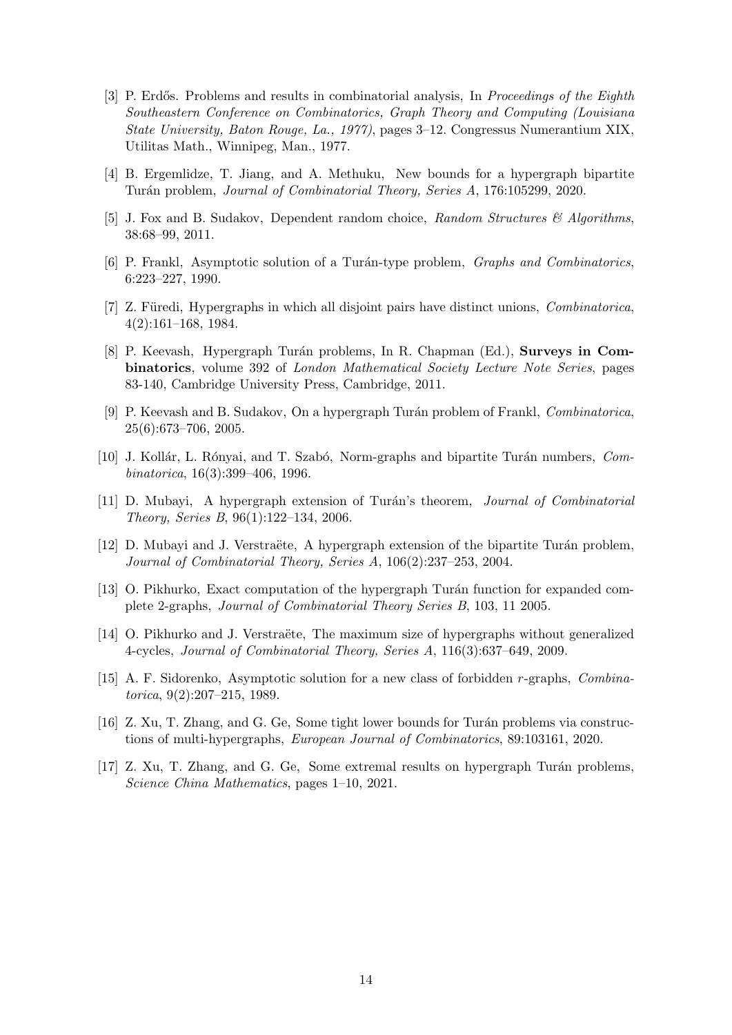[3] P. Erdős. Problems and results in combinatorial analysis, In *Proceedings of the Eighth Southeastern Conference on Combinatorics, Graph Theory and Computing (Louisiana State University, Baton Rouge, La., 1977)*, pages 3–12. Congressus Numerantium XIX, Utilitas Math., Winnipeg, Man., 1977.

[4] B. Ergemlidze, T. Jiang, and A. Methuku, New bounds for a hypergraph bipartite Turán problem, *Journal of Combinatorial Theory, Series A*, 176:105299, 2020.

[5] J. Fox and B. Sudakov, Dependent random choice, *Random Structures & Algorithms*, 38:68–99, 2011.

[6] P. Frankl, Asymptotic solution of a Turán-type problem, *Graphs and Combinatorics*, 6:223–227, 1990.

[7] Z. Füredi, Hypergraphs in which all disjoint pairs have distinct unions, *Combinatorica*, 4(2):161–168, 1984.

[8] P. Keevash, Hypergraph Turán problems, In R. Chapman (Ed.), **Surveys in Combinatorics**, volume 392 of *London Mathematical Society Lecture Note Series*, pages 83-140, Cambridge University Press, Cambridge, 2011.

[9] P. Keevash and B. Sudakov, On a hypergraph Turán problem of Frankl, *Combinatorica*, 25(6):673–706, 2005.

[10] J. Kollár, L. Rónyai, and T. Szabó, Norm-graphs and bipartite Turán numbers, *Combinatorica*, 16(3):399–406, 1996.

[11] D. Mubayi, A hypergraph extension of Turán's theorem, *Journal of Combinatorial Theory, Series B*, 96(1):122–134, 2006.

[12] D. Mubayi and J. Verstraëte, A hypergraph extension of the bipartite Turán problem, *Journal of Combinatorial Theory, Series A*, 106(2):237–253, 2004.

[13] O. Pikhurko, Exact computation of the hypergraph Turán function for expanded complete 2-graphs, *Journal of Combinatorial Theory Series B*, 103, 11 2005.

[14] O. Pikhurko and J. Verstraëte, The maximum size of hypergraphs without generalized 4-cycles, *Journal of Combinatorial Theory, Series A*, 116(3):637–649, 2009.

[15] A. F. Sidorenko, Asymptotic solution for a new class of forbidden $r$-graphs, *Combinatorica*, 9(2):207–215, 1989.

[16] Z. Xu, T. Zhang, and G. Ge, Some tight lower bounds for Turán problems via constructions of multi-hypergraphs, *European Journal of Combinatorics*, 89:103161, 2020.

[17] Z. Xu, T. Zhang, and G. Ge, Some extremal results on hypergraph Turán problems, *Science China Mathematics*, pages 1–10, 2021.